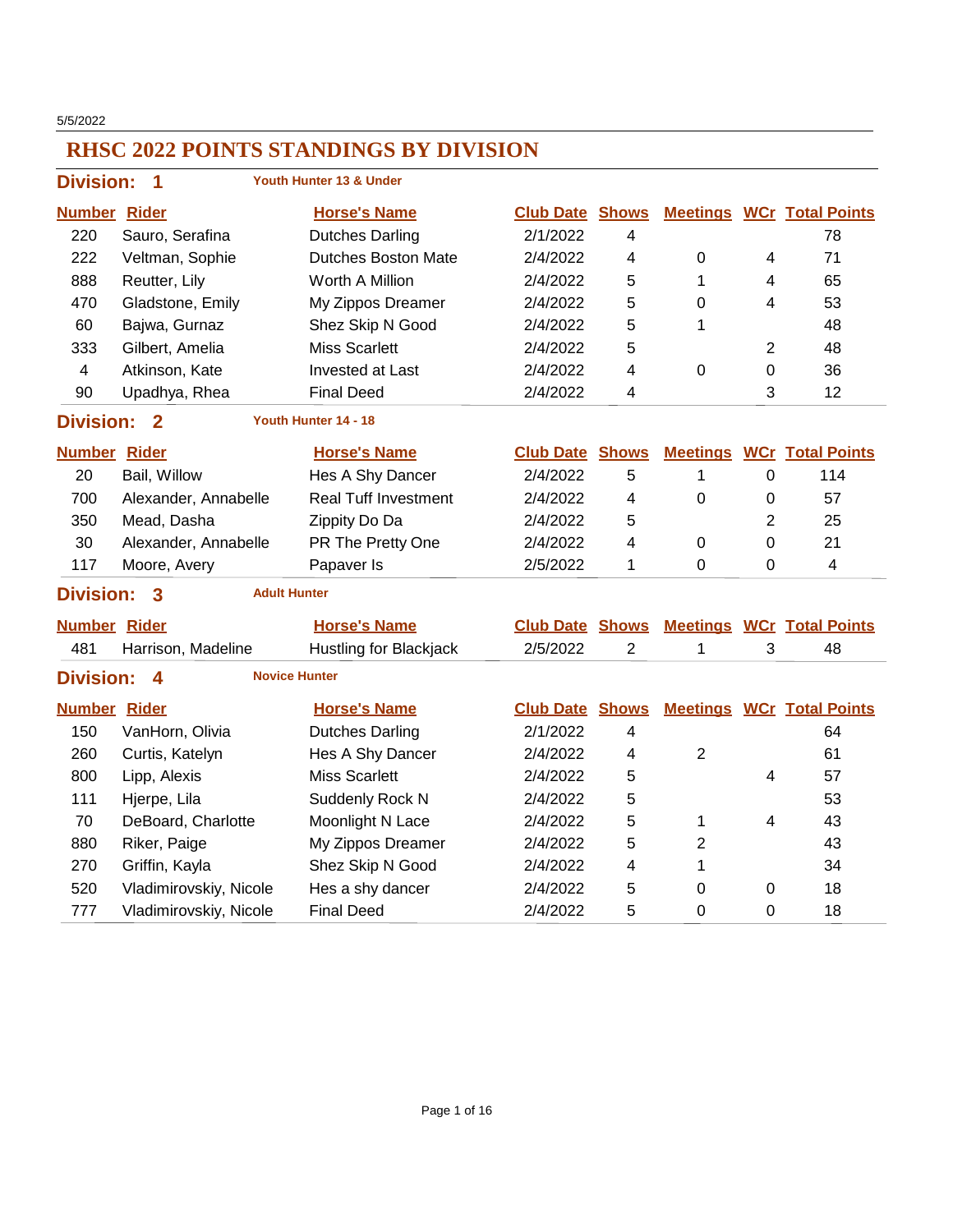5/5/2022

# RHSC 2022 POINTS STANDINGS BY DIVISION

## Division: 1 — Youth Hunter 13 & Under

| Number | Rider | Horse's Name | Club Date | Shows | Meetings | WCr | Total Points |
|---|---|---|---|---|---|---|---|
| 220 | Sauro, Serafina | Dutches Darling | 2/1/2022 | 4 | | | 78 |
| 222 | Veltman, Sophie | Dutches Boston Mate | 2/4/2022 | 4 | 0 | 4 | 71 |
| 888 | Reutter, Lily | Worth A Million | 2/4/2022 | 5 | 1 | 4 | 65 |
| 470 | Gladstone, Emily | My Zippos Dreamer | 2/4/2022 | 5 | 0 | 4 | 53 |
| 60 | Bajwa, Gurnaz | Shez Skip N Good | 2/4/2022 | 5 | 1 | | 48 |
| 333 | Gilbert, Amelia | Miss Scarlett | 2/4/2022 | 5 | | 2 | 48 |
| 4 | Atkinson, Kate | Invested at Last | 2/4/2022 | 4 | 0 | 0 | 36 |
| 90 | Upadhya, Rhea | Final Deed | 2/4/2022 | 4 | | 3 | 12 |

## Division: 2 — Youth Hunter 14 - 18

| Number | Rider | Horse's Name | Club Date | Shows | Meetings | WCr | Total Points |
|---|---|---|---|---|---|---|---|
| 20 | Bail, Willow | Hes A Shy Dancer | 2/4/2022 | 5 | 1 | 0 | 114 |
| 700 | Alexander, Annabelle | Real Tuff Investment | 2/4/2022 | 4 | 0 | 0 | 57 |
| 350 | Mead, Dasha | Zippity Do Da | 2/4/2022 | 5 | | 2 | 25 |
| 30 | Alexander, Annabelle | PR The Pretty One | 2/4/2022 | 4 | 0 | 0 | 21 |
| 117 | Moore, Avery | Papaver Is | 2/5/2022 | 1 | 0 | 0 | 4 |

## Division: 3 — Adult Hunter

| Number | Rider | Horse's Name | Club Date | Shows | Meetings | WCr | Total Points |
|---|---|---|---|---|---|---|---|
| 481 | Harrison, Madeline | Hustling for Blackjack | 2/5/2022 | 2 | 1 | 3 | 48 |

## Division: 4 — Novice Hunter

| Number | Rider | Horse's Name | Club Date | Shows | Meetings | WCr | Total Points |
|---|---|---|---|---|---|---|---|
| 150 | VanHorn, Olivia | Dutches Darling | 2/1/2022 | 4 | | | 64 |
| 260 | Curtis, Katelyn | Hes A Shy Dancer | 2/4/2022 | 4 | 2 | | 61 |
| 800 | Lipp, Alexis | Miss Scarlett | 2/4/2022 | 5 | | 4 | 57 |
| 111 | Hjerpe, Lila | Suddenly Rock N | 2/4/2022 | 5 | | | 53 |
| 70 | DeBoard, Charlotte | Moonlight N Lace | 2/4/2022 | 5 | 1 | 4 | 43 |
| 880 | Riker, Paige | My Zippos Dreamer | 2/4/2022 | 5 | 2 | | 43 |
| 270 | Griffin, Kayla | Shez Skip N Good | 2/4/2022 | 4 | 1 | | 34 |
| 520 | Vladimirovskiy, Nicole | Hes a shy dancer | 2/4/2022 | 5 | 0 | 0 | 18 |
| 777 | Vladimirovskiy, Nicole | Final Deed | 2/4/2022 | 5 | 0 | 0 | 18 |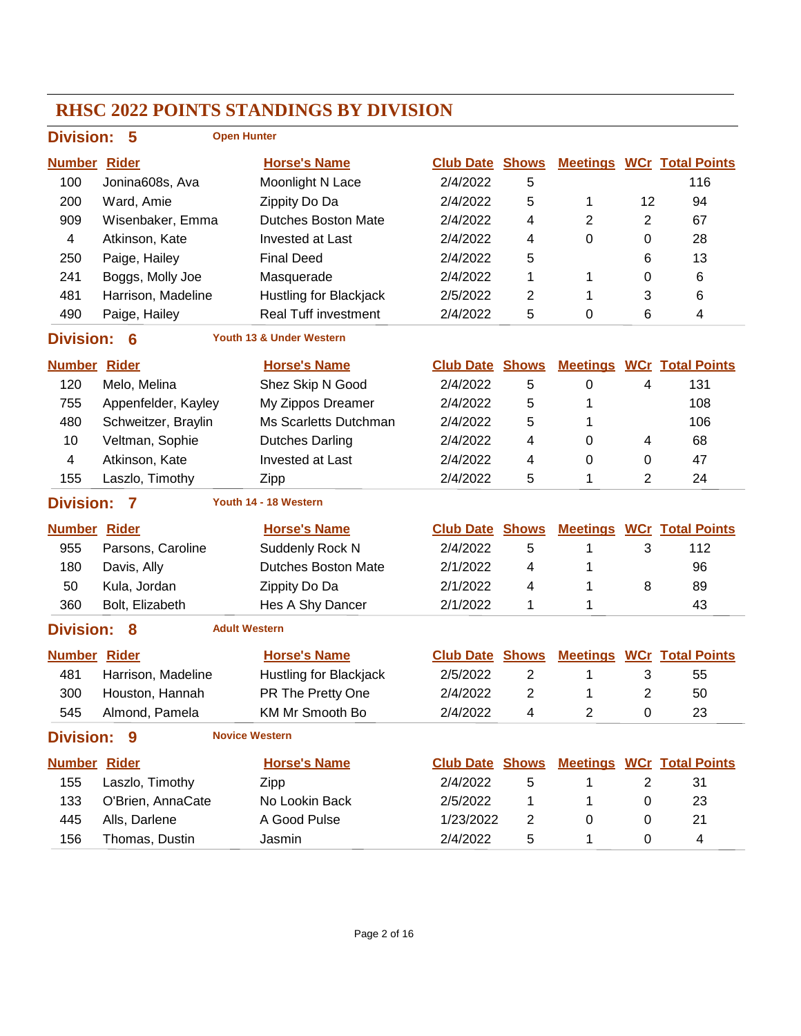# RHSC 2022 POINTS STANDINGS BY DIVISION

## Division: 5 — Open Hunter

| Number | Rider | Horse's Name | Club Date | Shows | Meetings | WCr | Total Points |
|---|---|---|---|---|---|---|---|
| 100 | Jonina608s, Ava | Moonlight N Lace | 2/4/2022 | 5 | | | 116 |
| 200 | Ward, Amie | Zippity Do Da | 2/4/2022 | 5 | 1 | 12 | 94 |
| 909 | Wisenbaker, Emma | Dutches Boston Mate | 2/4/2022 | 4 | 2 | 2 | 67 |
| 4 | Atkinson, Kate | Invested at Last | 2/4/2022 | 4 | 0 | 0 | 28 |
| 250 | Paige, Hailey | Final Deed | 2/4/2022 | 5 | | 6 | 13 |
| 241 | Boggs, Molly Joe | Masquerade | 2/4/2022 | 1 | 1 | 0 | 6 |
| 481 | Harrison, Madeline | Hustling for Blackjack | 2/5/2022 | 2 | 1 | 3 | 6 |
| 490 | Paige, Hailey | Real Tuff investment | 2/4/2022 | 5 | 0 | 6 | 4 |

## Division: 6 — Youth 13 & Under Western

| Number | Rider | Horse's Name | Club Date | Shows | Meetings | WCr | Total Points |
|---|---|---|---|---|---|---|---|
| 120 | Melo, Melina | Shez Skip N Good | 2/4/2022 | 5 | 0 | 4 | 131 |
| 755 | Appenfelder, Kayley | My Zippos Dreamer | 2/4/2022 | 5 | 1 | | 108 |
| 480 | Schweitzer, Braylin | Ms Scarletts Dutchman | 2/4/2022 | 5 | 1 | | 106 |
| 10 | Veltman, Sophie | Dutches Darling | 2/4/2022 | 4 | 0 | 4 | 68 |
| 4 | Atkinson, Kate | Invested at Last | 2/4/2022 | 4 | 0 | 0 | 47 |
| 155 | Laszlo, Timothy | Zipp | 2/4/2022 | 5 | 1 | 2 | 24 |

## Division: 7 — Youth 14 - 18 Western

| Number | Rider | Horse's Name | Club Date | Shows | Meetings | WCr | Total Points |
|---|---|---|---|---|---|---|---|
| 955 | Parsons, Caroline | Suddenly Rock N | 2/4/2022 | 5 | 1 | 3 | 112 |
| 180 | Davis, Ally | Dutches Boston Mate | 2/1/2022 | 4 | 1 | | 96 |
| 50 | Kula, Jordan | Zippity Do Da | 2/1/2022 | 4 | 1 | 8 | 89 |
| 360 | Bolt, Elizabeth | Hes A Shy Dancer | 2/1/2022 | 1 | 1 | | 43 |

## Division: 8 — Adult Western

| Number | Rider | Horse's Name | Club Date | Shows | Meetings | WCr | Total Points |
|---|---|---|---|---|---|---|---|
| 481 | Harrison, Madeline | Hustling for Blackjack | 2/5/2022 | 2 | 1 | 3 | 55 |
| 300 | Houston, Hannah | PR The Pretty One | 2/4/2022 | 2 | 1 | 2 | 50 |
| 545 | Almond, Pamela | KM Mr Smooth Bo | 2/4/2022 | 4 | 2 | 0 | 23 |

## Division: 9 — Novice Western

| Number | Rider | Horse's Name | Club Date | Shows | Meetings | WCr | Total Points |
|---|---|---|---|---|---|---|---|
| 155 | Laszlo, Timothy | Zipp | 2/4/2022 | 5 | 1 | 2 | 31 |
| 133 | O'Brien, AnnaCate | No Lookin Back | 2/5/2022 | 1 | 1 | 0 | 23 |
| 445 | Alls, Darlene | A Good Pulse | 1/23/2022 | 2 | 0 | 0 | 21 |
| 156 | Thomas, Dustin | Jasmin | 2/4/2022 | 5 | 1 | 0 | 4 |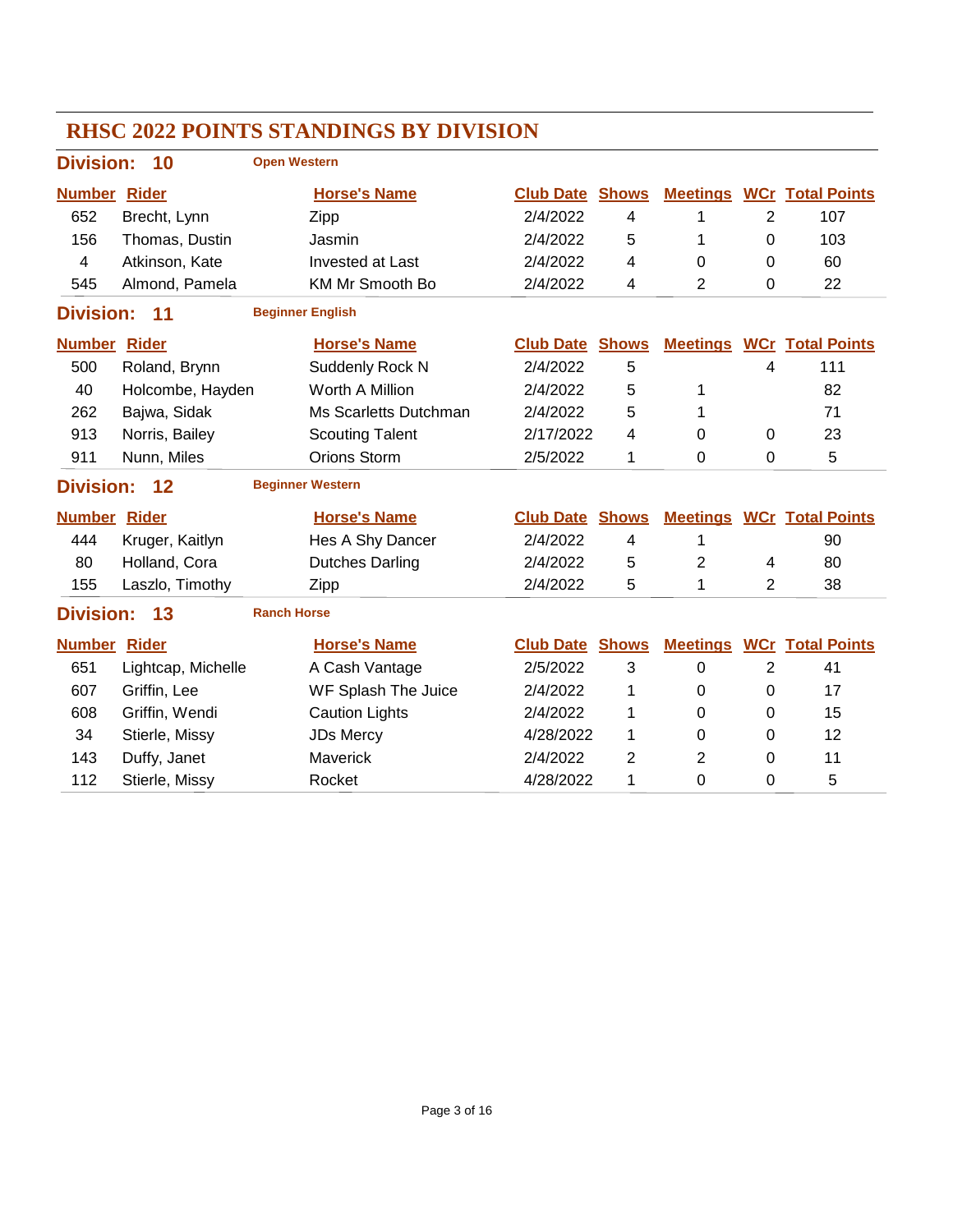# RHSC 2022 POINTS STANDINGS BY DIVISION

## Division: 10 — Open Western

| Number | Rider | Horse's Name | Club Date | Shows | Meetings | WCr | Total Points |
|---|---|---|---|---|---|---|---|
| 652 | Brecht, Lynn | Zipp | 2/4/2022 | 4 | 1 | 2 | 107 |
| 156 | Thomas, Dustin | Jasmin | 2/4/2022 | 5 | 1 | 0 | 103 |
| 4 | Atkinson, Kate | Invested at Last | 2/4/2022 | 4 | 0 | 0 | 60 |
| 545 | Almond, Pamela | KM Mr Smooth Bo | 2/4/2022 | 4 | 2 | 0 | 22 |

## Division: 11 — Beginner English

| Number | Rider | Horse's Name | Club Date | Shows | Meetings | WCr | Total Points |
|---|---|---|---|---|---|---|---|
| 500 | Roland, Brynn | Suddenly Rock N | 2/4/2022 | 5 | | 4 | 111 |
| 40 | Holcombe, Hayden | Worth A Million | 2/4/2022 | 5 | 1 | | 82 |
| 262 | Bajwa, Sidak | Ms Scarletts Dutchman | 2/4/2022 | 5 | 1 | | 71 |
| 913 | Norris, Bailey | Scouting Talent | 2/17/2022 | 4 | 0 | 0 | 23 |
| 911 | Nunn, Miles | Orions Storm | 2/5/2022 | 1 | 0 | 0 | 5 |

## Division: 12 — Beginner Western

| Number | Rider | Horse's Name | Club Date | Shows | Meetings | WCr | Total Points |
|---|---|---|---|---|---|---|---|
| 444 | Kruger, Kaitlyn | Hes A Shy Dancer | 2/4/2022 | 4 | 1 | | 90 |
| 80 | Holland, Cora | Dutches Darling | 2/4/2022 | 5 | 2 | 4 | 80 |
| 155 | Laszlo, Timothy | Zipp | 2/4/2022 | 5 | 1 | 2 | 38 |

## Division: 13 — Ranch Horse

| Number | Rider | Horse's Name | Club Date | Shows | Meetings | WCr | Total Points |
|---|---|---|---|---|---|---|---|
| 651 | Lightcap, Michelle | A Cash Vantage | 2/5/2022 | 3 | 0 | 2 | 41 |
| 607 | Griffin, Lee | WF Splash The Juice | 2/4/2022 | 1 | 0 | 0 | 17 |
| 608 | Griffin, Wendi | Caution Lights | 2/4/2022 | 1 | 0 | 0 | 15 |
| 34 | Stierle, Missy | JDs Mercy | 4/28/2022 | 1 | 0 | 0 | 12 |
| 143 | Duffy, Janet | Maverick | 2/4/2022 | 2 | 2 | 0 | 11 |
| 112 | Stierle, Missy | Rocket | 4/28/2022 | 1 | 0 | 0 | 5 |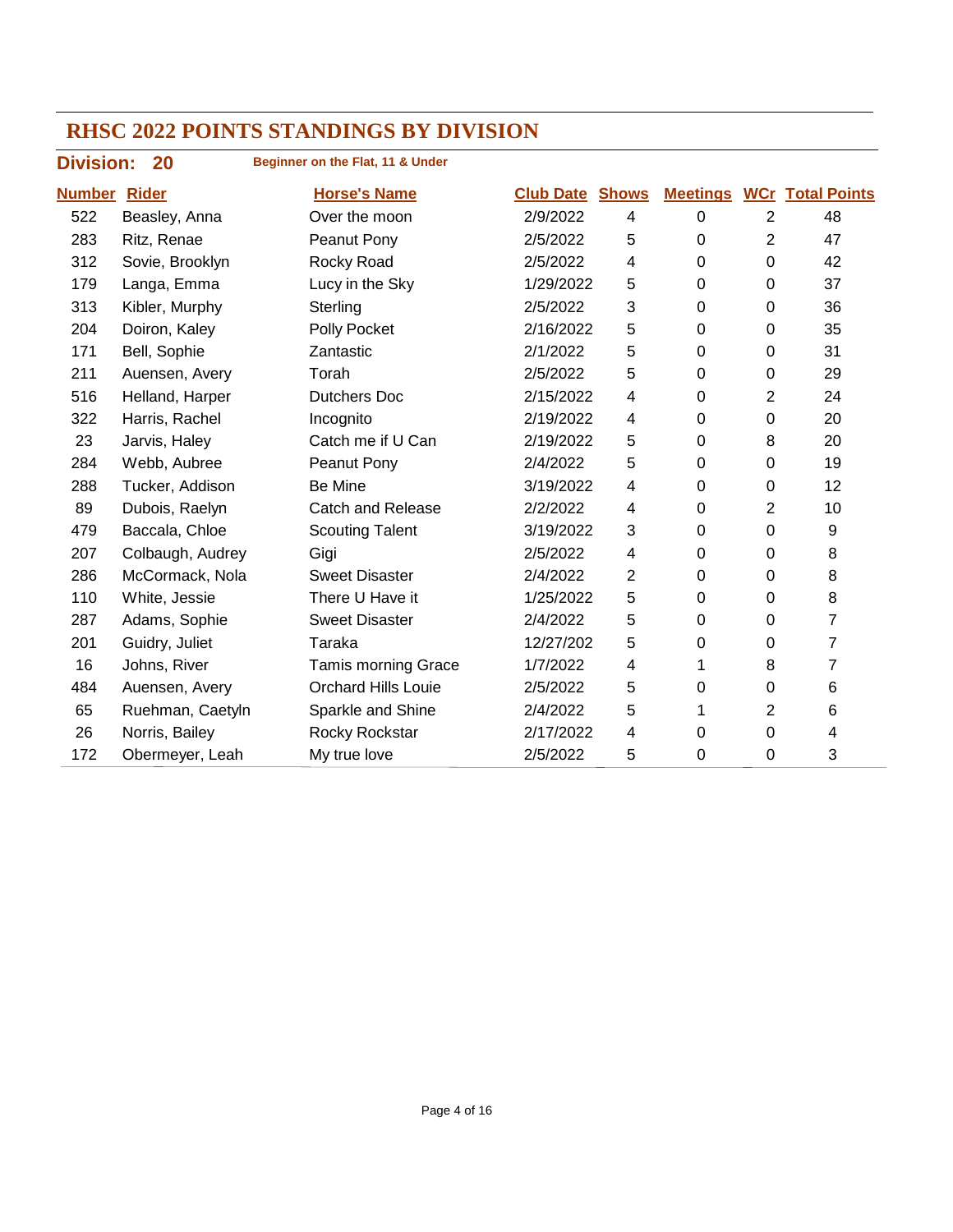# RHSC 2022 POINTS STANDINGS BY DIVISION

**Division: 20** **Beginner on the Flat, 11 & Under**

| Number | Rider | Horse's Name | Club Date | Shows | Meetings | WCr | Total Points |
|---|---|---|---|---|---|---|---|
| 522 | Beasley, Anna | Over the moon | 2/9/2022 | 4 | 0 | 2 | 48 |
| 283 | Ritz, Renae | Peanut Pony | 2/5/2022 | 5 | 0 | 2 | 47 |
| 312 | Sovie, Brooklyn | Rocky Road | 2/5/2022 | 4 | 0 | 0 | 42 |
| 179 | Langa, Emma | Lucy in the Sky | 1/29/2022 | 5 | 0 | 0 | 37 |
| 313 | Kibler, Murphy | Sterling | 2/5/2022 | 3 | 0 | 0 | 36 |
| 204 | Doiron, Kaley | Polly Pocket | 2/16/2022 | 5 | 0 | 0 | 35 |
| 171 | Bell, Sophie | Zantastic | 2/1/2022 | 5 | 0 | 0 | 31 |
| 211 | Auensen, Avery | Torah | 2/5/2022 | 5 | 0 | 0 | 29 |
| 516 | Helland, Harper | Dutchers Doc | 2/15/2022 | 4 | 0 | 2 | 24 |
| 322 | Harris, Rachel | Incognito | 2/19/2022 | 4 | 0 | 0 | 20 |
| 23 | Jarvis, Haley | Catch me if U Can | 2/19/2022 | 5 | 0 | 8 | 20 |
| 284 | Webb, Aubree | Peanut Pony | 2/4/2022 | 5 | 0 | 0 | 19 |
| 288 | Tucker, Addison | Be Mine | 3/19/2022 | 4 | 0 | 0 | 12 |
| 89 | Dubois, Raelyn | Catch and Release | 2/2/2022 | 4 | 0 | 2 | 10 |
| 479 | Baccala, Chloe | Scouting Talent | 3/19/2022 | 3 | 0 | 0 | 9 |
| 207 | Colbaugh, Audrey | Gigi | 2/5/2022 | 4 | 0 | 0 | 8 |
| 286 | McCormack, Nola | Sweet Disaster | 2/4/2022 | 2 | 0 | 0 | 8 |
| 110 | White, Jessie | There U Have it | 1/25/2022 | 5 | 0 | 0 | 8 |
| 287 | Adams, Sophie | Sweet Disaster | 2/4/2022 | 5 | 0 | 0 | 7 |
| 201 | Guidry, Juliet | Taraka | 12/27/202 | 5 | 0 | 0 | 7 |
| 16 | Johns, River | Tamis morning Grace | 1/7/2022 | 4 | 1 | 8 | 7 |
| 484 | Auensen, Avery | Orchard Hills Louie | 2/5/2022 | 5 | 0 | 0 | 6 |
| 65 | Ruehman, Caetyln | Sparkle and Shine | 2/4/2022 | 5 | 1 | 2 | 6 |
| 26 | Norris, Bailey | Rocky Rockstar | 2/17/2022 | 4 | 0 | 0 | 4 |
| 172 | Obermeyer, Leah | My true love | 2/5/2022 | 5 | 0 | 0 | 3 |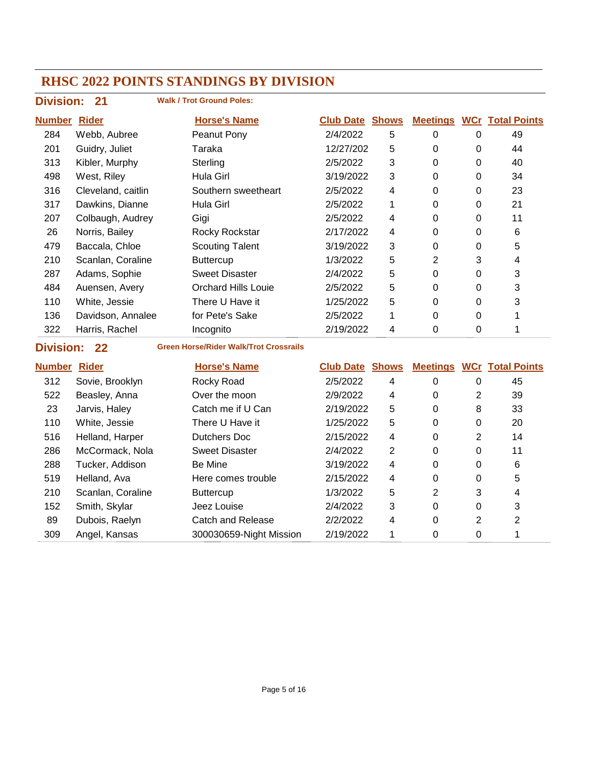# RHSC 2022 POINTS STANDINGS BY DIVISION

## Division: 21

**Walk / Trot Ground Poles:**

| Number | Rider | Horse's Name | Club Date | Shows | Meetings | WCr | Total Points |
|---|---|---|---|---|---|---|---|
| 284 | Webb, Aubree | Peanut Pony | 2/4/2022 | 5 | 0 | 0 | 49 |
| 201 | Guidry, Juliet | Taraka | 12/27/202 | 5 | 0 | 0 | 44 |
| 313 | Kibler, Murphy | Sterling | 2/5/2022 | 3 | 0 | 0 | 40 |
| 498 | West, Riley | Hula Girl | 3/19/2022 | 3 | 0 | 0 | 34 |
| 316 | Cleveland, caitlin | Southern sweetheart | 2/5/2022 | 4 | 0 | 0 | 23 |
| 317 | Dawkins, Dianne | Hula Girl | 2/5/2022 | 1 | 0 | 0 | 21 |
| 207 | Colbaugh, Audrey | Gigi | 2/5/2022 | 4 | 0 | 0 | 11 |
| 26 | Norris, Bailey | Rocky Rockstar | 2/17/2022 | 4 | 0 | 0 | 6 |
| 479 | Baccala, Chloe | Scouting Talent | 3/19/2022 | 3 | 0 | 0 | 5 |
| 210 | Scanlan, Coraline | Buttercup | 1/3/2022 | 5 | 2 | 3 | 4 |
| 287 | Adams, Sophie | Sweet Disaster | 2/4/2022 | 5 | 0 | 0 | 3 |
| 484 | Auensen, Avery | Orchard Hills Louie | 2/5/2022 | 5 | 0 | 0 | 3 |
| 110 | White, Jessie | There U Have it | 1/25/2022 | 5 | 0 | 0 | 3 |
| 136 | Davidson, Annalee | for Pete's Sake | 2/5/2022 | 1 | 0 | 0 | 1 |
| 322 | Harris, Rachel | Incognito | 2/19/2022 | 4 | 0 | 0 | 1 |

## Division: 22

**Green Horse/Rider Walk/Trot Crossrails**

| Number | Rider | Horse's Name | Club Date | Shows | Meetings | WCr | Total Points |
|---|---|---|---|---|---|---|---|
| 312 | Sovie, Brooklyn | Rocky Road | 2/5/2022 | 4 | 0 | 0 | 45 |
| 522 | Beasley, Anna | Over the moon | 2/9/2022 | 4 | 0 | 2 | 39 |
| 23 | Jarvis, Haley | Catch me if U Can | 2/19/2022 | 5 | 0 | 8 | 33 |
| 110 | White, Jessie | There U Have it | 1/25/2022 | 5 | 0 | 0 | 20 |
| 516 | Helland, Harper | Dutchers Doc | 2/15/2022 | 4 | 0 | 2 | 14 |
| 286 | McCormack, Nola | Sweet Disaster | 2/4/2022 | 2 | 0 | 0 | 11 |
| 288 | Tucker, Addison | Be Mine | 3/19/2022 | 4 | 0 | 0 | 6 |
| 519 | Helland, Ava | Here comes trouble | 2/15/2022 | 4 | 0 | 0 | 5 |
| 210 | Scanlan, Coraline | Buttercup | 1/3/2022 | 5 | 2 | 3 | 4 |
| 152 | Smith, Skylar | Jeez Louise | 2/4/2022 | 3 | 0 | 0 | 3 |
| 89 | Dubois, Raelyn | Catch and Release | 2/2/2022 | 4 | 0 | 2 | 2 |
| 309 | Angel, Kansas | 300030659-Night Mission | 2/19/2022 | 1 | 0 | 0 | 1 |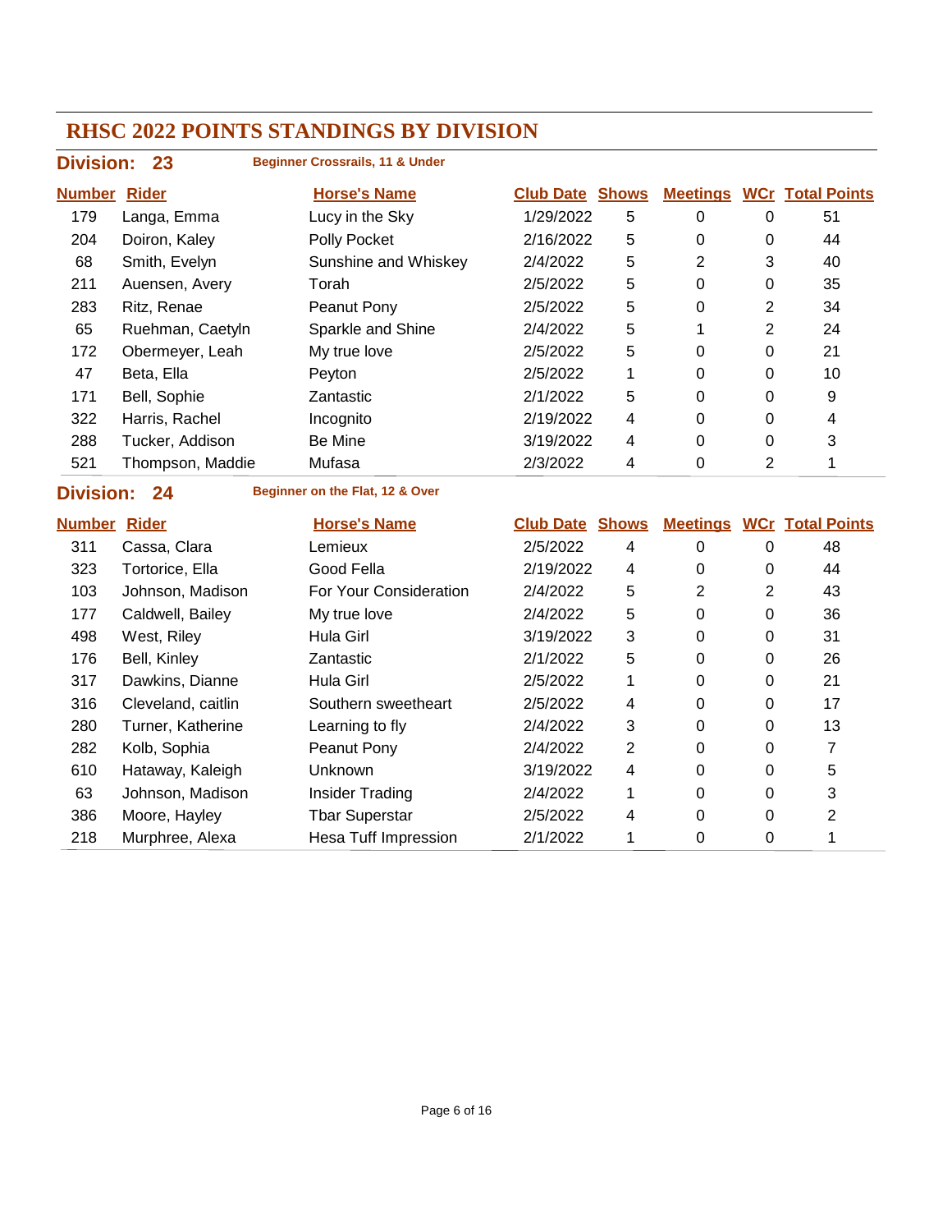# RHSC 2022 POINTS STANDINGS BY DIVISION

## Division: 23

**Beginner Crossrails, 11 & Under**

| Number | Rider | Horse's Name | Club Date | Shows | Meetings | WCr | Total Points |
|---|---|---|---|---|---|---|---|
| 179 | Langa, Emma | Lucy in the Sky | 1/29/2022 | 5 | 0 | 0 | 51 |
| 204 | Doiron, Kaley | Polly Pocket | 2/16/2022 | 5 | 0 | 0 | 44 |
| 68 | Smith, Evelyn | Sunshine and Whiskey | 2/4/2022 | 5 | 2 | 3 | 40 |
| 211 | Auensen, Avery | Torah | 2/5/2022 | 5 | 0 | 0 | 35 |
| 283 | Ritz, Renae | Peanut Pony | 2/5/2022 | 5 | 0 | 2 | 34 |
| 65 | Ruehman, Caetyln | Sparkle and Shine | 2/4/2022 | 5 | 1 | 2 | 24 |
| 172 | Obermeyer, Leah | My true love | 2/5/2022 | 5 | 0 | 0 | 21 |
| 47 | Beta, Ella | Peyton | 2/5/2022 | 1 | 0 | 0 | 10 |
| 171 | Bell, Sophie | Zantastic | 2/1/2022 | 5 | 0 | 0 | 9 |
| 322 | Harris, Rachel | Incognito | 2/19/2022 | 4 | 0 | 0 | 4 |
| 288 | Tucker, Addison | Be Mine | 3/19/2022 | 4 | 0 | 0 | 3 |
| 521 | Thompson, Maddie | Mufasa | 2/3/2022 | 4 | 0 | 2 | 1 |

## Division: 24

**Beginner on the Flat, 12 & Over**

| Number | Rider | Horse's Name | Club Date | Shows | Meetings | WCr | Total Points |
|---|---|---|---|---|---|---|---|
| 311 | Cassa, Clara | Lemieux | 2/5/2022 | 4 | 0 | 0 | 48 |
| 323 | Tortorice, Ella | Good Fella | 2/19/2022 | 4 | 0 | 0 | 44 |
| 103 | Johnson, Madison | For Your Consideration | 2/4/2022 | 5 | 2 | 2 | 43 |
| 177 | Caldwell, Bailey | My true love | 2/4/2022 | 5 | 0 | 0 | 36 |
| 498 | West, Riley | Hula Girl | 3/19/2022 | 3 | 0 | 0 | 31 |
| 176 | Bell, Kinley | Zantastic | 2/1/2022 | 5 | 0 | 0 | 26 |
| 317 | Dawkins, Dianne | Hula Girl | 2/5/2022 | 1 | 0 | 0 | 21 |
| 316 | Cleveland, caitlin | Southern sweetheart | 2/5/2022 | 4 | 0 | 0 | 17 |
| 280 | Turner, Katherine | Learning to fly | 2/4/2022 | 3 | 0 | 0 | 13 |
| 282 | Kolb, Sophia | Peanut Pony | 2/4/2022 | 2 | 0 | 0 | 7 |
| 610 | Hataway, Kaleigh | Unknown | 3/19/2022 | 4 | 0 | 0 | 5 |
| 63 | Johnson, Madison | Insider Trading | 2/4/2022 | 1 | 0 | 0 | 3 |
| 386 | Moore, Hayley | Tbar Superstar | 2/5/2022 | 4 | 0 | 0 | 2 |
| 218 | Murphree, Alexa | Hesa Tuff Impression | 2/1/2022 | 1 | 0 | 0 | 1 |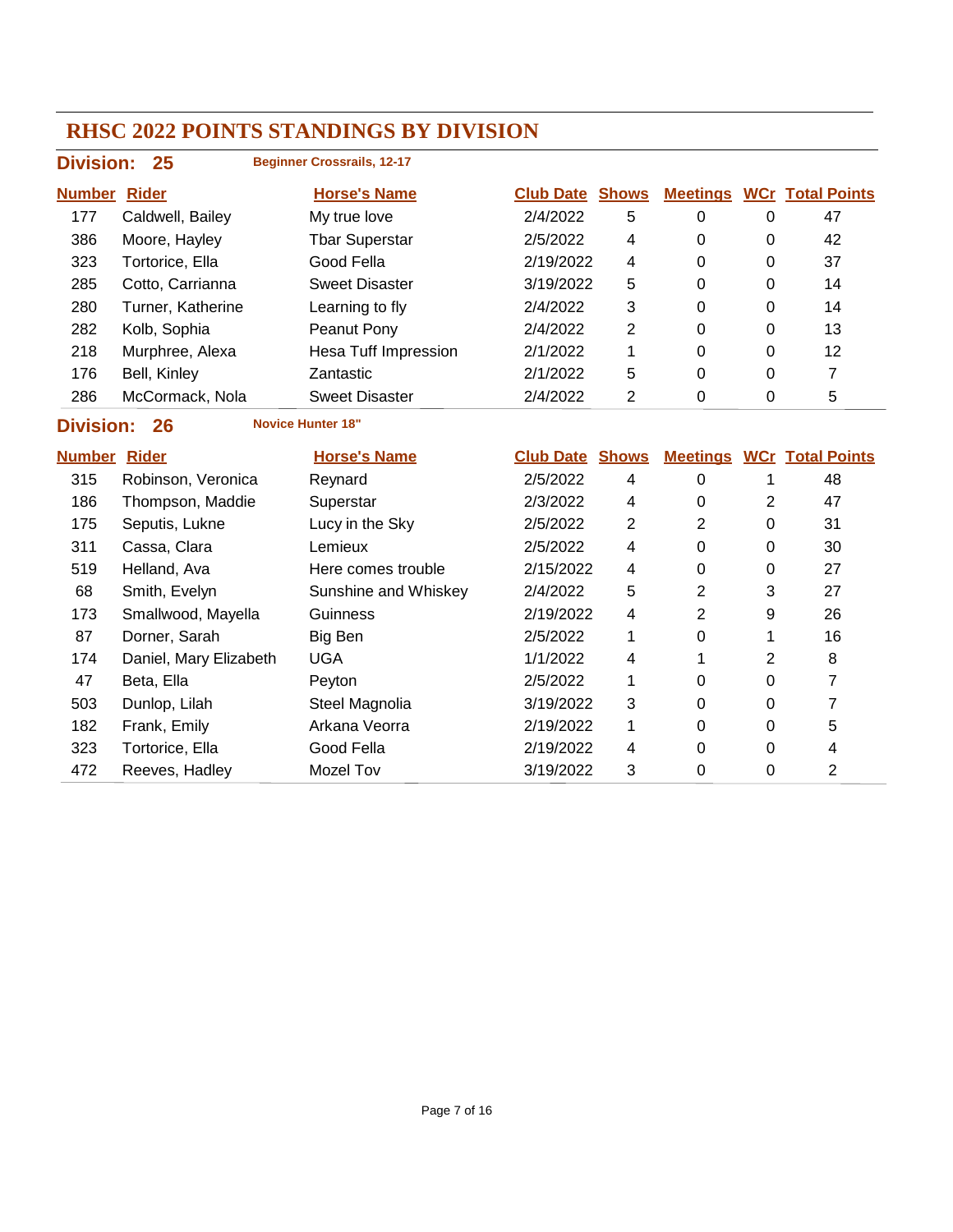# RHSC 2022 POINTS STANDINGS BY DIVISION

## Division: 25 — Beginner Crossrails, 12-17

| Number | Rider | Horse's Name | Club Date | Shows | Meetings | WCr | Total Points |
|---|---|---|---|---|---|---|---|
| 177 | Caldwell, Bailey | My true love | 2/4/2022 | 5 | 0 | 0 | 47 |
| 386 | Moore, Hayley | Tbar Superstar | 2/5/2022 | 4 | 0 | 0 | 42 |
| 323 | Tortorice, Ella | Good Fella | 2/19/2022 | 4 | 0 | 0 | 37 |
| 285 | Cotto, Carrianna | Sweet Disaster | 3/19/2022 | 5 | 0 | 0 | 14 |
| 280 | Turner, Katherine | Learning to fly | 2/4/2022 | 3 | 0 | 0 | 14 |
| 282 | Kolb, Sophia | Peanut Pony | 2/4/2022 | 2 | 0 | 0 | 13 |
| 218 | Murphree, Alexa | Hesa Tuff Impression | 2/1/2022 | 1 | 0 | 0 | 12 |
| 176 | Bell, Kinley | Zantastic | 2/1/2022 | 5 | 0 | 0 | 7 |
| 286 | McCormack, Nola | Sweet Disaster | 2/4/2022 | 2 | 0 | 0 | 5 |

## Division: 26 — Novice Hunter 18"

| Number | Rider | Horse's Name | Club Date | Shows | Meetings | WCr | Total Points |
|---|---|---|---|---|---|---|---|
| 315 | Robinson, Veronica | Reynard | 2/5/2022 | 4 | 0 | 1 | 48 |
| 186 | Thompson, Maddie | Superstar | 2/3/2022 | 4 | 0 | 2 | 47 |
| 175 | Seputis, Lukne | Lucy in the Sky | 2/5/2022 | 2 | 2 | 0 | 31 |
| 311 | Cassa, Clara | Lemieux | 2/5/2022 | 4 | 0 | 0 | 30 |
| 519 | Helland, Ava | Here comes trouble | 2/15/2022 | 4 | 0 | 0 | 27 |
| 68 | Smith, Evelyn | Sunshine and Whiskey | 2/4/2022 | 5 | 2 | 3 | 27 |
| 173 | Smallwood, Mayella | Guinness | 2/19/2022 | 4 | 2 | 9 | 26 |
| 87 | Dorner, Sarah | Big Ben | 2/5/2022 | 1 | 0 | 1 | 16 |
| 174 | Daniel, Mary Elizabeth | UGA | 1/1/2022 | 4 | 1 | 2 | 8 |
| 47 | Beta, Ella | Peyton | 2/5/2022 | 1 | 0 | 0 | 7 |
| 503 | Dunlop, Lilah | Steel Magnolia | 3/19/2022 | 3 | 0 | 0 | 7 |
| 182 | Frank, Emily | Arkana Veorra | 2/19/2022 | 1 | 0 | 0 | 5 |
| 323 | Tortorice, Ella | Good Fella | 2/19/2022 | 4 | 0 | 0 | 4 |
| 472 | Reeves, Hadley | Mozel Tov | 3/19/2022 | 3 | 0 | 0 | 2 |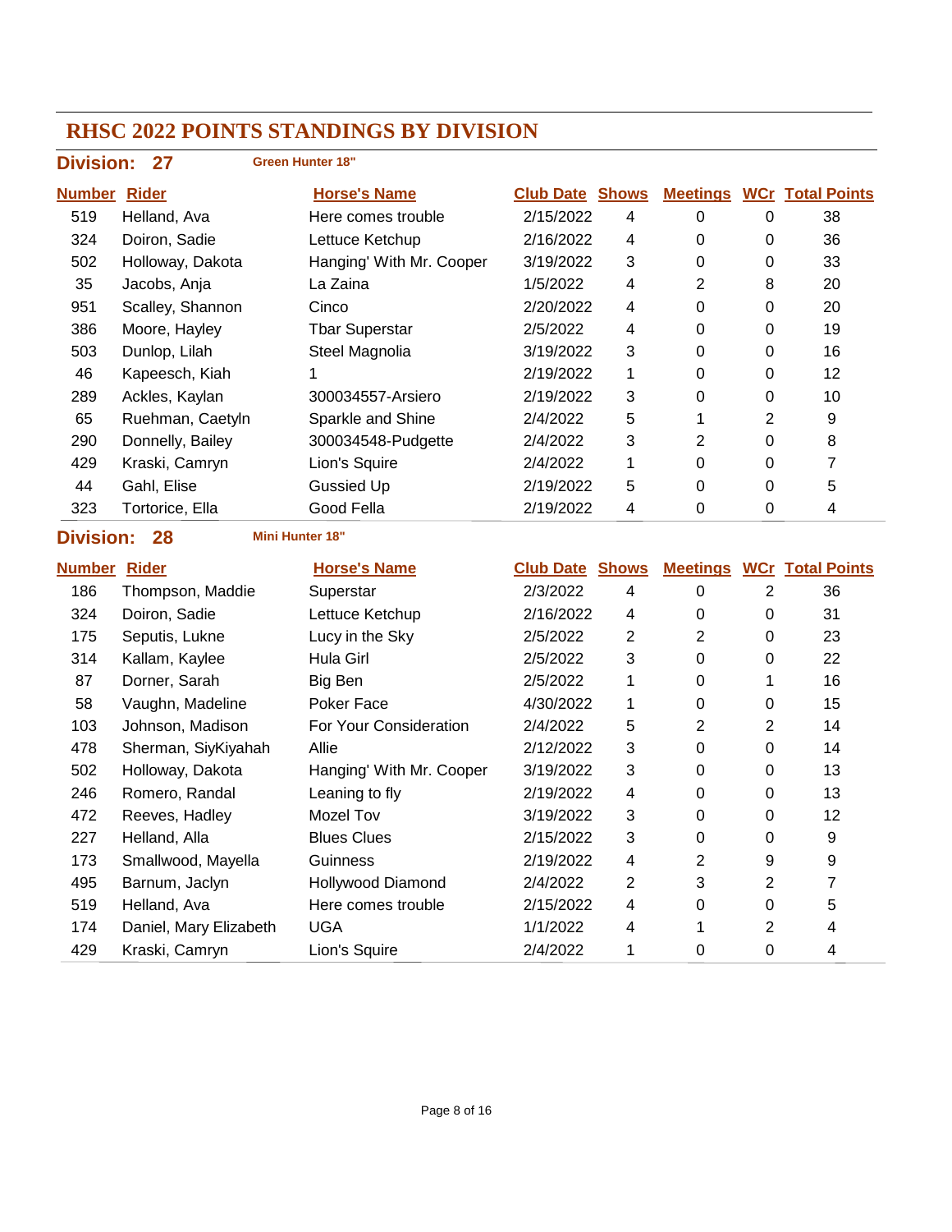# RHSC 2022 POINTS STANDINGS BY DIVISION

## Division: 27 — Green Hunter 18"

| Number | Rider | Horse's Name | Club Date | Shows | Meetings | WCr | Total Points |
|---|---|---|---|---|---|---|---|
| 519 | Helland, Ava | Here comes trouble | 2/15/2022 | 4 | 0 | 0 | 38 |
| 324 | Doiron, Sadie | Lettuce Ketchup | 2/16/2022 | 4 | 0 | 0 | 36 |
| 502 | Holloway, Dakota | Hanging' With Mr. Cooper | 3/19/2022 | 3 | 0 | 0 | 33 |
| 35 | Jacobs, Anja | La Zaina | 1/5/2022 | 4 | 2 | 8 | 20 |
| 951 | Scalley, Shannon | Cinco | 2/20/2022 | 4 | 0 | 0 | 20 |
| 386 | Moore, Hayley | Tbar Superstar | 2/5/2022 | 4 | 0 | 0 | 19 |
| 503 | Dunlop, Lilah | Steel Magnolia | 3/19/2022 | 3 | 0 | 0 | 16 |
| 46 | Kapeesch, Kiah | 1 | 2/19/2022 | 1 | 0 | 0 | 12 |
| 289 | Ackles, Kaylan | 300034557-Arsiero | 2/19/2022 | 3 | 0 | 0 | 10 |
| 65 | Ruehman, Caetyln | Sparkle and Shine | 2/4/2022 | 5 | 1 | 2 | 9 |
| 290 | Donnelly, Bailey | 300034548-Pudgette | 2/4/2022 | 3 | 2 | 0 | 8 |
| 429 | Kraski, Camryn | Lion's Squire | 2/4/2022 | 1 | 0 | 0 | 7 |
| 44 | Gahl, Elise | Gussied Up | 2/19/2022 | 5 | 0 | 0 | 5 |
| 323 | Tortorice, Ella | Good Fella | 2/19/2022 | 4 | 0 | 0 | 4 |

## Division: 28 — Mini Hunter 18"

| Number | Rider | Horse's Name | Club Date | Shows | Meetings | WCr | Total Points |
|---|---|---|---|---|---|---|---|
| 186 | Thompson, Maddie | Superstar | 2/3/2022 | 4 | 0 | 2 | 36 |
| 324 | Doiron, Sadie | Lettuce Ketchup | 2/16/2022 | 4 | 0 | 0 | 31 |
| 175 | Seputis, Lukne | Lucy in the Sky | 2/5/2022 | 2 | 2 | 0 | 23 |
| 314 | Kallam, Kaylee | Hula Girl | 2/5/2022 | 3 | 0 | 0 | 22 |
| 87 | Dorner, Sarah | Big Ben | 2/5/2022 | 1 | 0 | 1 | 16 |
| 58 | Vaughn, Madeline | Poker Face | 4/30/2022 | 1 | 0 | 0 | 15 |
| 103 | Johnson, Madison | For Your Consideration | 2/4/2022 | 5 | 2 | 2 | 14 |
| 478 | Sherman, SiyKiyahah | Allie | 2/12/2022 | 3 | 0 | 0 | 14 |
| 502 | Holloway, Dakota | Hanging' With Mr. Cooper | 3/19/2022 | 3 | 0 | 0 | 13 |
| 246 | Romero, Randal | Leaning to fly | 2/19/2022 | 4 | 0 | 0 | 13 |
| 472 | Reeves, Hadley | Mozel Tov | 3/19/2022 | 3 | 0 | 0 | 12 |
| 227 | Helland, Alla | Blues Clues | 2/15/2022 | 3 | 0 | 0 | 9 |
| 173 | Smallwood, Mayella | Guinness | 2/19/2022 | 4 | 2 | 9 | 9 |
| 495 | Barnum, Jaclyn | Hollywood Diamond | 2/4/2022 | 2 | 3 | 2 | 7 |
| 519 | Helland, Ava | Here comes trouble | 2/15/2022 | 4 | 0 | 0 | 5 |
| 174 | Daniel, Mary Elizabeth | UGA | 1/1/2022 | 4 | 1 | 2 | 4 |
| 429 | Kraski, Camryn | Lion's Squire | 2/4/2022 | 1 | 0 | 0 | 4 |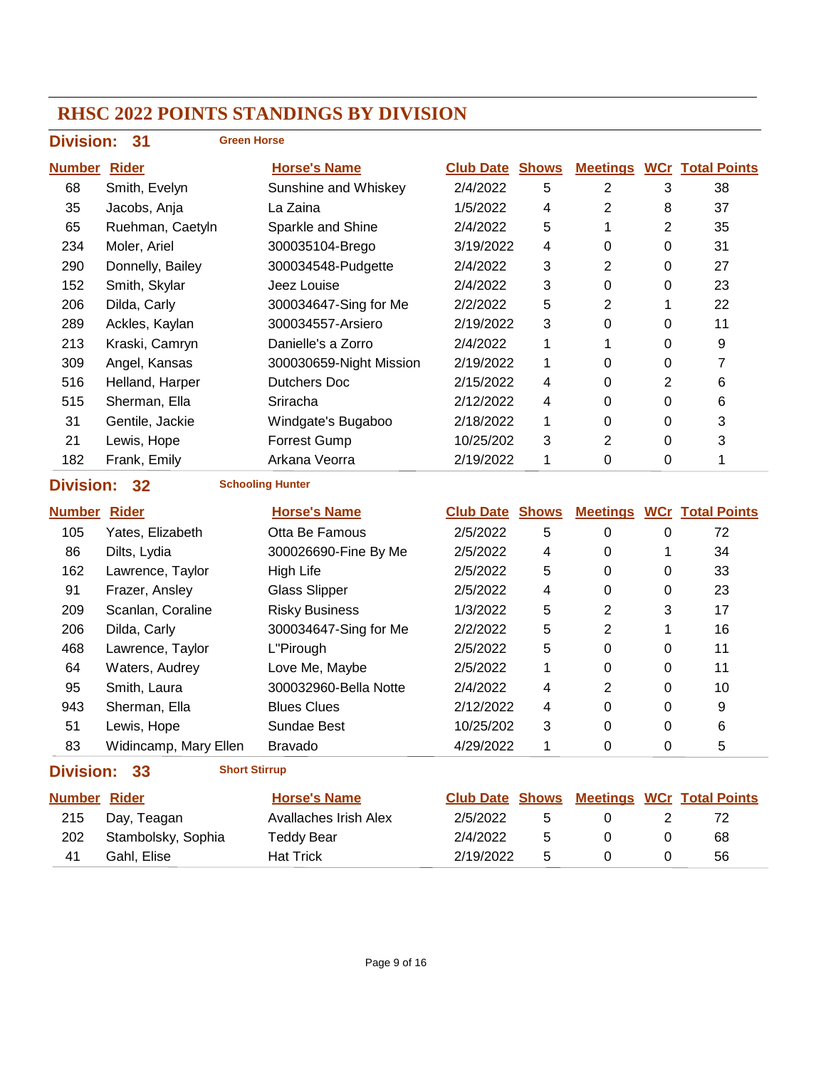# RHSC 2022 POINTS STANDINGS BY DIVISION

## Division: 31 Green Horse

| Number | Rider | Horse's Name | Club Date | Shows | Meetings | WCr | Total Points |
|---|---|---|---|---|---|---|---|
| 68 | Smith, Evelyn | Sunshine and Whiskey | 2/4/2022 | 5 | 2 | 3 | 38 |
| 35 | Jacobs, Anja | La Zaina | 1/5/2022 | 4 | 2 | 8 | 37 |
| 65 | Ruehman, Caetyln | Sparkle and Shine | 2/4/2022 | 5 | 1 | 2 | 35 |
| 234 | Moler, Ariel | 300035104-Brego | 3/19/2022 | 4 | 0 | 0 | 31 |
| 290 | Donnelly, Bailey | 300034548-Pudgette | 2/4/2022 | 3 | 2 | 0 | 27 |
| 152 | Smith, Skylar | Jeez Louise | 2/4/2022 | 3 | 0 | 0 | 23 |
| 206 | Dilda, Carly | 300034647-Sing for Me | 2/2/2022 | 5 | 2 | 1 | 22 |
| 289 | Ackles, Kaylan | 300034557-Arsiero | 2/19/2022 | 3 | 0 | 0 | 11 |
| 213 | Kraski, Camryn | Danielle's a Zorro | 2/4/2022 | 1 | 1 | 0 | 9 |
| 309 | Angel, Kansas | 300030659-Night Mission | 2/19/2022 | 1 | 0 | 0 | 7 |
| 516 | Helland, Harper | Dutchers Doc | 2/15/2022 | 4 | 0 | 2 | 6 |
| 515 | Sherman, Ella | Sriracha | 2/12/2022 | 4 | 0 | 0 | 6 |
| 31 | Gentile, Jackie | Windgate's Bugaboo | 2/18/2022 | 1 | 0 | 0 | 3 |
| 21 | Lewis, Hope | Forrest Gump | 10/25/202 | 3 | 2 | 0 | 3 |
| 182 | Frank, Emily | Arkana Veorra | 2/19/2022 | 1 | 0 | 0 | 1 |

## Division: 32 Schooling Hunter

| Number | Rider | Horse's Name | Club Date | Shows | Meetings | WCr | Total Points |
|---|---|---|---|---|---|---|---|
| 105 | Yates, Elizabeth | Otta Be Famous | 2/5/2022 | 5 | 0 | 0 | 72 |
| 86 | Dilts, Lydia | 300026690-Fine By Me | 2/5/2022 | 4 | 0 | 1 | 34 |
| 162 | Lawrence, Taylor | High Life | 2/5/2022 | 5 | 0 | 0 | 33 |
| 91 | Frazer, Ansley | Glass Slipper | 2/5/2022 | 4 | 0 | 0 | 23 |
| 209 | Scanlan, Coraline | Risky Business | 1/3/2022 | 5 | 2 | 3 | 17 |
| 206 | Dilda, Carly | 300034647-Sing for Me | 2/2/2022 | 5 | 2 | 1 | 16 |
| 468 | Lawrence, Taylor | L"Pirough | 2/5/2022 | 5 | 0 | 0 | 11 |
| 64 | Waters, Audrey | Love Me, Maybe | 2/5/2022 | 1 | 0 | 0 | 11 |
| 95 | Smith, Laura | 300032960-Bella Notte | 2/4/2022 | 4 | 2 | 0 | 10 |
| 943 | Sherman, Ella | Blues Clues | 2/12/2022 | 4 | 0 | 0 | 9 |
| 51 | Lewis, Hope | Sundae Best | 10/25/202 | 3 | 0 | 0 | 6 |
| 83 | Widincamp, Mary Ellen | Bravado | 4/29/2022 | 1 | 0 | 0 | 5 |

## Division: 33 Short Stirrup

| Number | Rider | Horse's Name | Club Date | Shows | Meetings | WCr | Total Points |
|---|---|---|---|---|---|---|---|
| 215 | Day, Teagan | Avallaches Irish Alex | 2/5/2022 | 5 | 0 | 2 | 72 |
| 202 | Stambolsky, Sophia | Teddy Bear | 2/4/2022 | 5 | 0 | 0 | 68 |
| 41 | Gahl, Elise | Hat Trick | 2/19/2022 | 5 | 0 | 0 | 56 |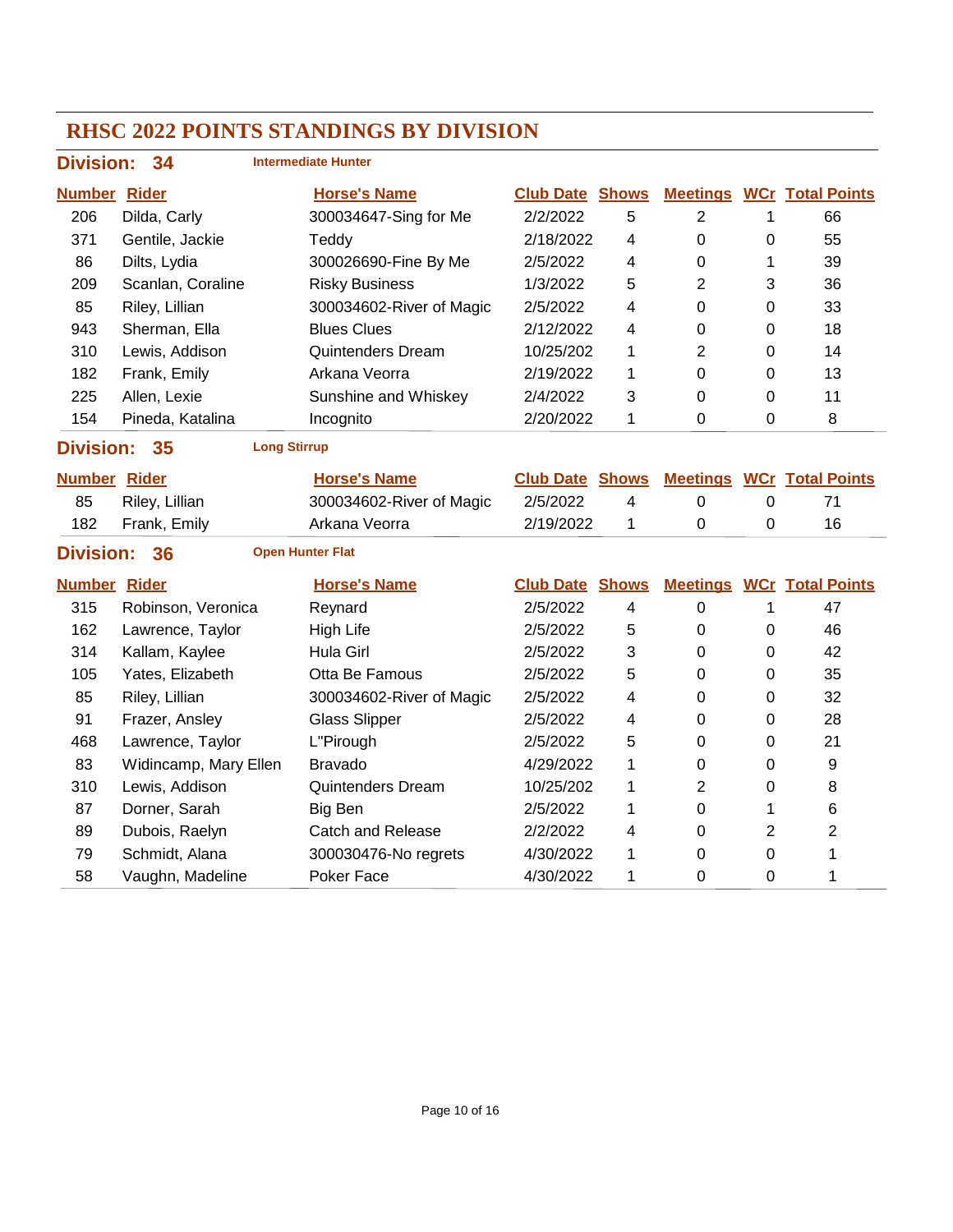# RHSC 2022 POINTS STANDINGS BY DIVISION

## Division: 34 — Intermediate Hunter

| Number | Rider | Horse's Name | Club Date | Shows | Meetings | WCr | Total Points |
|---|---|---|---|---|---|---|---|
| 206 | Dilda, Carly | 300034647-Sing for Me | 2/2/2022 | 5 | 2 | 1 | 66 |
| 371 | Gentile, Jackie | Teddy | 2/18/2022 | 4 | 0 | 0 | 55 |
| 86 | Dilts, Lydia | 300026690-Fine By Me | 2/5/2022 | 4 | 0 | 1 | 39 |
| 209 | Scanlan, Coraline | Risky Business | 1/3/2022 | 5 | 2 | 3 | 36 |
| 85 | Riley, Lillian | 300034602-River of Magic | 2/5/2022 | 4 | 0 | 0 | 33 |
| 943 | Sherman, Ella | Blues Clues | 2/12/2022 | 4 | 0 | 0 | 18 |
| 310 | Lewis, Addison | Quintenders Dream | 10/25/202 | 1 | 2 | 0 | 14 |
| 182 | Frank, Emily | Arkana Veorra | 2/19/2022 | 1 | 0 | 0 | 13 |
| 225 | Allen, Lexie | Sunshine and Whiskey | 2/4/2022 | 3 | 0 | 0 | 11 |
| 154 | Pineda, Katalina | Incognito | 2/20/2022 | 1 | 0 | 0 | 8 |

## Division: 35 — Long Stirrup

| Number | Rider | Horse's Name | Club Date | Shows | Meetings | WCr | Total Points |
|---|---|---|---|---|---|---|---|
| 85 | Riley, Lillian | 300034602-River of Magic | 2/5/2022 | 4 | 0 | 0 | 71 |
| 182 | Frank, Emily | Arkana Veorra | 2/19/2022 | 1 | 0 | 0 | 16 |

## Division: 36 — Open Hunter Flat

| Number | Rider | Horse's Name | Club Date | Shows | Meetings | WCr | Total Points |
|---|---|---|---|---|---|---|---|
| 315 | Robinson, Veronica | Reynard | 2/5/2022 | 4 | 0 | 1 | 47 |
| 162 | Lawrence, Taylor | High Life | 2/5/2022 | 5 | 0 | 0 | 46 |
| 314 | Kallam, Kaylee | Hula Girl | 2/5/2022 | 3 | 0 | 0 | 42 |
| 105 | Yates, Elizabeth | Otta Be Famous | 2/5/2022 | 5 | 0 | 0 | 35 |
| 85 | Riley, Lillian | 300034602-River of Magic | 2/5/2022 | 4 | 0 | 0 | 32 |
| 91 | Frazer, Ansley | Glass Slipper | 2/5/2022 | 4 | 0 | 0 | 28 |
| 468 | Lawrence, Taylor | L"Pirough | 2/5/2022 | 5 | 0 | 0 | 21 |
| 83 | Widincamp, Mary Ellen | Bravado | 4/29/2022 | 1 | 0 | 0 | 9 |
| 310 | Lewis, Addison | Quintenders Dream | 10/25/202 | 1 | 2 | 0 | 8 |
| 87 | Dorner, Sarah | Big Ben | 2/5/2022 | 1 | 0 | 1 | 6 |
| 89 | Dubois, Raelyn | Catch and Release | 2/2/2022 | 4 | 0 | 2 | 2 |
| 79 | Schmidt, Alana | 300030476-No regrets | 4/30/2022 | 1 | 0 | 0 | 1 |
| 58 | Vaughn, Madeline | Poker Face | 4/30/2022 | 1 | 0 | 0 | 1 |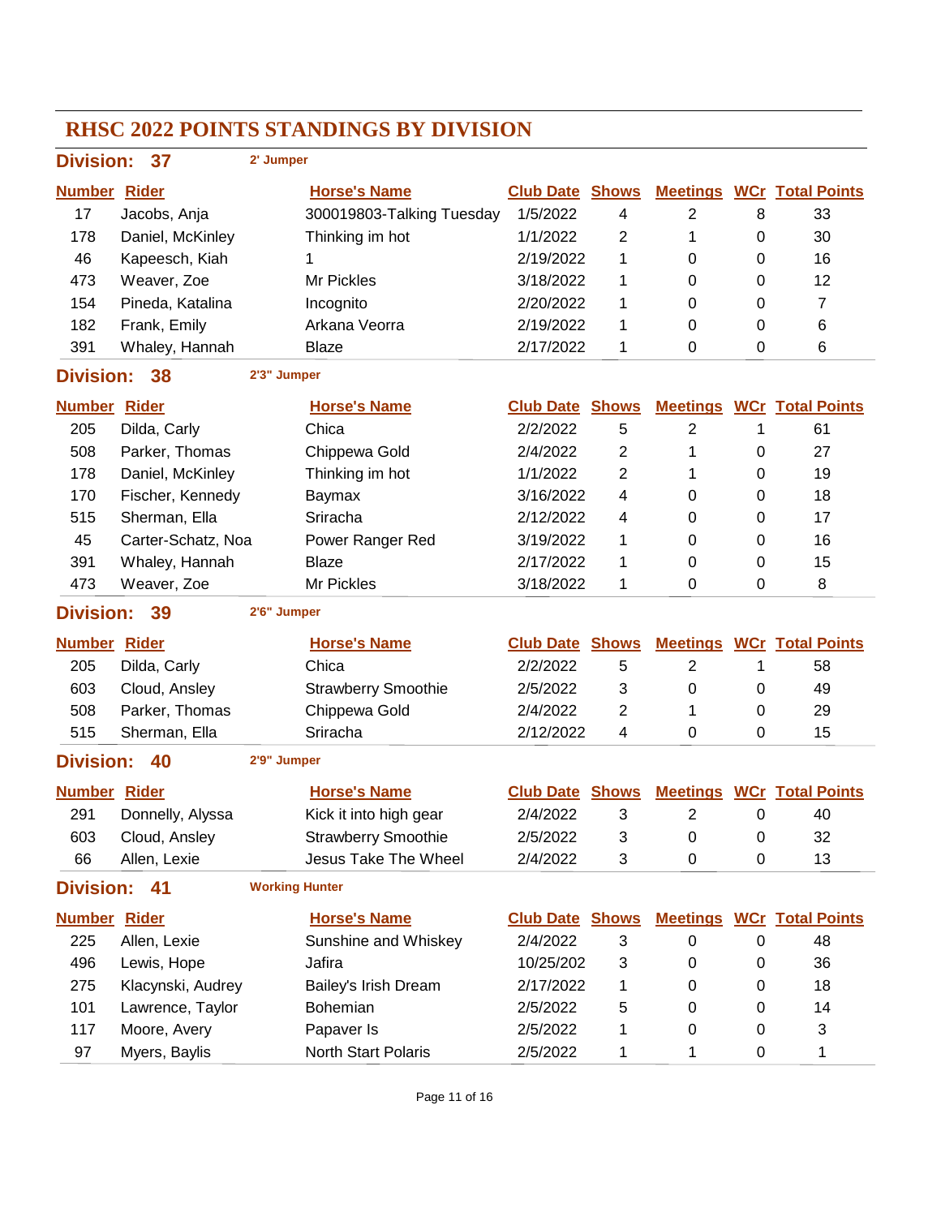# RHSC 2022 POINTS STANDINGS BY DIVISION

## Division: 37 — 2' Jumper

| Number | Rider | Horse's Name | Club Date | Shows | Meetings | WCr | Total Points |
|---|---|---|---|---|---|---|---|
| 17 | Jacobs, Anja | 300019803-Talking Tuesday | 1/5/2022 | 4 | 2 | 8 | 33 |
| 178 | Daniel, McKinley | Thinking im hot | 1/1/2022 | 2 | 1 | 0 | 30 |
| 46 | Kapeesch, Kiah | 1 | 2/19/2022 | 1 | 0 | 0 | 16 |
| 473 | Weaver, Zoe | Mr Pickles | 3/18/2022 | 1 | 0 | 0 | 12 |
| 154 | Pineda, Katalina | Incognito | 2/20/2022 | 1 | 0 | 0 | 7 |
| 182 | Frank, Emily | Arkana Veorra | 2/19/2022 | 1 | 0 | 0 | 6 |
| 391 | Whaley, Hannah | Blaze | 2/17/2022 | 1 | 0 | 0 | 6 |

## Division: 38 — 2'3" Jumper

| Number | Rider | Horse's Name | Club Date | Shows | Meetings | WCr | Total Points |
|---|---|---|---|---|---|---|---|
| 205 | Dilda, Carly | Chica | 2/2/2022 | 5 | 2 | 1 | 61 |
| 508 | Parker, Thomas | Chippewa Gold | 2/4/2022 | 2 | 1 | 0 | 27 |
| 178 | Daniel, McKinley | Thinking im hot | 1/1/2022 | 2 | 1 | 0 | 19 |
| 170 | Fischer, Kennedy | Baymax | 3/16/2022 | 4 | 0 | 0 | 18 |
| 515 | Sherman, Ella | Sriracha | 2/12/2022 | 4 | 0 | 0 | 17 |
| 45 | Carter-Schatz, Noa | Power Ranger Red | 3/19/2022 | 1 | 0 | 0 | 16 |
| 391 | Whaley, Hannah | Blaze | 2/17/2022 | 1 | 0 | 0 | 15 |
| 473 | Weaver, Zoe | Mr Pickles | 3/18/2022 | 1 | 0 | 0 | 8 |

## Division: 39 — 2'6" Jumper

| Number | Rider | Horse's Name | Club Date | Shows | Meetings | WCr | Total Points |
|---|---|---|---|---|---|---|---|
| 205 | Dilda, Carly | Chica | 2/2/2022 | 5 | 2 | 1 | 58 |
| 603 | Cloud, Ansley | Strawberry Smoothie | 2/5/2022 | 3 | 0 | 0 | 49 |
| 508 | Parker, Thomas | Chippewa Gold | 2/4/2022 | 2 | 1 | 0 | 29 |
| 515 | Sherman, Ella | Sriracha | 2/12/2022 | 4 | 0 | 0 | 15 |

## Division: 40 — 2'9" Jumper

| Number | Rider | Horse's Name | Club Date | Shows | Meetings | WCr | Total Points |
|---|---|---|---|---|---|---|---|
| 291 | Donnelly, Alyssa | Kick it into high gear | 2/4/2022 | 3 | 2 | 0 | 40 |
| 603 | Cloud, Ansley | Strawberry Smoothie | 2/5/2022 | 3 | 0 | 0 | 32 |
| 66 | Allen, Lexie | Jesus Take The Wheel | 2/4/2022 | 3 | 0 | 0 | 13 |

## Division: 41 — Working Hunter

| Number | Rider | Horse's Name | Club Date | Shows | Meetings | WCr | Total Points |
|---|---|---|---|---|---|---|---|
| 225 | Allen, Lexie | Sunshine and Whiskey | 2/4/2022 | 3 | 0 | 0 | 48 |
| 496 | Lewis, Hope | Jafira | 10/25/202 | 3 | 0 | 0 | 36 |
| 275 | Klacynski, Audrey | Bailey's Irish Dream | 2/17/2022 | 1 | 0 | 0 | 18 |
| 101 | Lawrence, Taylor | Bohemian | 2/5/2022 | 5 | 0 | 0 | 14 |
| 117 | Moore, Avery | Papaver Is | 2/5/2022 | 1 | 0 | 0 | 3 |
| 97 | Myers, Baylis | North Start Polaris | 2/5/2022 | 1 | 1 | 0 | 1 |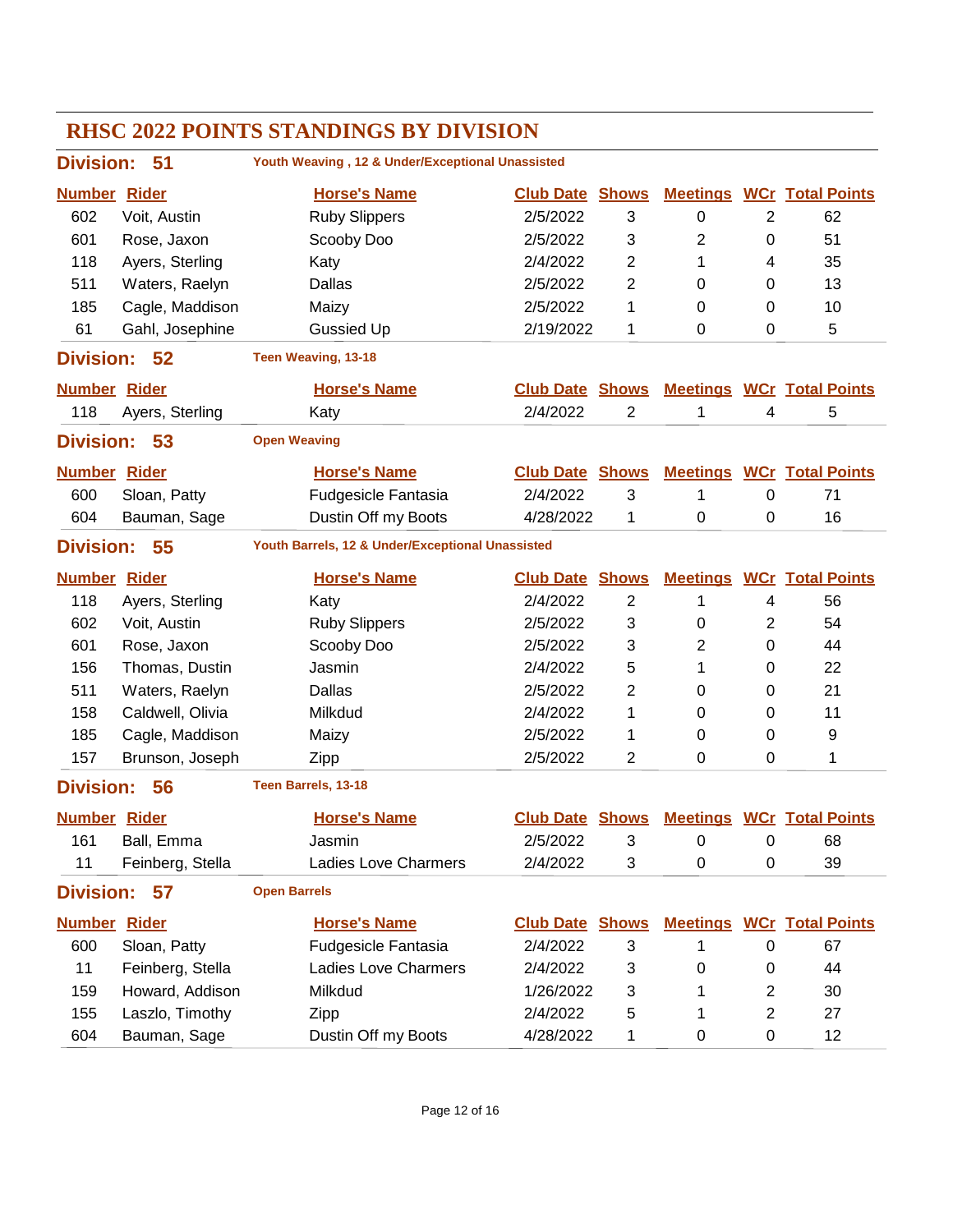# RHSC 2022 POINTS STANDINGS BY DIVISION

## Division: 51 — Youth Weaving , 12 & Under/Exceptional Unassisted

| Number | Rider | Horse's Name | Club Date | Shows | Meetings | WCr | Total Points |
|---|---|---|---|---|---|---|---|
| 602 | Voit, Austin | Ruby Slippers | 2/5/2022 | 3 | 0 | 2 | 62 |
| 601 | Rose, Jaxon | Scooby Doo | 2/5/2022 | 3 | 2 | 0 | 51 |
| 118 | Ayers, Sterling | Katy | 2/4/2022 | 2 | 1 | 4 | 35 |
| 511 | Waters, Raelyn | Dallas | 2/5/2022 | 2 | 0 | 0 | 13 |
| 185 | Cagle, Maddison | Maizy | 2/5/2022 | 1 | 0 | 0 | 10 |
| 61 | Gahl, Josephine | Gussied Up | 2/19/2022 | 1 | 0 | 0 | 5 |

## Division: 52 — Teen Weaving, 13-18

| Number | Rider | Horse's Name | Club Date | Shows | Meetings | WCr | Total Points |
|---|---|---|---|---|---|---|---|
| 118 | Ayers, Sterling | Katy | 2/4/2022 | 2 | 1 | 4 | 5 |

## Division: 53 — Open Weaving

| Number | Rider | Horse's Name | Club Date | Shows | Meetings | WCr | Total Points |
|---|---|---|---|---|---|---|---|
| 600 | Sloan, Patty | Fudgesicle Fantasia | 2/4/2022 | 3 | 1 | 0 | 71 |
| 604 | Bauman, Sage | Dustin Off my Boots | 4/28/2022 | 1 | 0 | 0 | 16 |

## Division: 55 — Youth Barrels, 12 & Under/Exceptional Unassisted

| Number | Rider | Horse's Name | Club Date | Shows | Meetings | WCr | Total Points |
|---|---|---|---|---|---|---|---|
| 118 | Ayers, Sterling | Katy | 2/4/2022 | 2 | 1 | 4 | 56 |
| 602 | Voit, Austin | Ruby Slippers | 2/5/2022 | 3 | 0 | 2 | 54 |
| 601 | Rose, Jaxon | Scooby Doo | 2/5/2022 | 3 | 2 | 0 | 44 |
| 156 | Thomas, Dustin | Jasmin | 2/4/2022 | 5 | 1 | 0 | 22 |
| 511 | Waters, Raelyn | Dallas | 2/5/2022 | 2 | 0 | 0 | 21 |
| 158 | Caldwell, Olivia | Milkdud | 2/4/2022 | 1 | 0 | 0 | 11 |
| 185 | Cagle, Maddison | Maizy | 2/5/2022 | 1 | 0 | 0 | 9 |
| 157 | Brunson, Joseph | Zipp | 2/5/2022 | 2 | 0 | 0 | 1 |

## Division: 56 — Teen Barrels, 13-18

| Number | Rider | Horse's Name | Club Date | Shows | Meetings | WCr | Total Points |
|---|---|---|---|---|---|---|---|
| 161 | Ball, Emma | Jasmin | 2/5/2022 | 3 | 0 | 0 | 68 |
| 11 | Feinberg, Stella | Ladies Love Charmers | 2/4/2022 | 3 | 0 | 0 | 39 |

## Division: 57 — Open Barrels

| Number | Rider | Horse's Name | Club Date | Shows | Meetings | WCr | Total Points |
|---|---|---|---|---|---|---|---|
| 600 | Sloan, Patty | Fudgesicle Fantasia | 2/4/2022 | 3 | 1 | 0 | 67 |
| 11 | Feinberg, Stella | Ladies Love Charmers | 2/4/2022 | 3 | 0 | 0 | 44 |
| 159 | Howard, Addison | Milkdud | 1/26/2022 | 3 | 1 | 2 | 30 |
| 155 | Laszlo, Timothy | Zipp | 2/4/2022 | 5 | 1 | 2 | 27 |
| 604 | Bauman, Sage | Dustin Off my Boots | 4/28/2022 | 1 | 0 | 0 | 12 |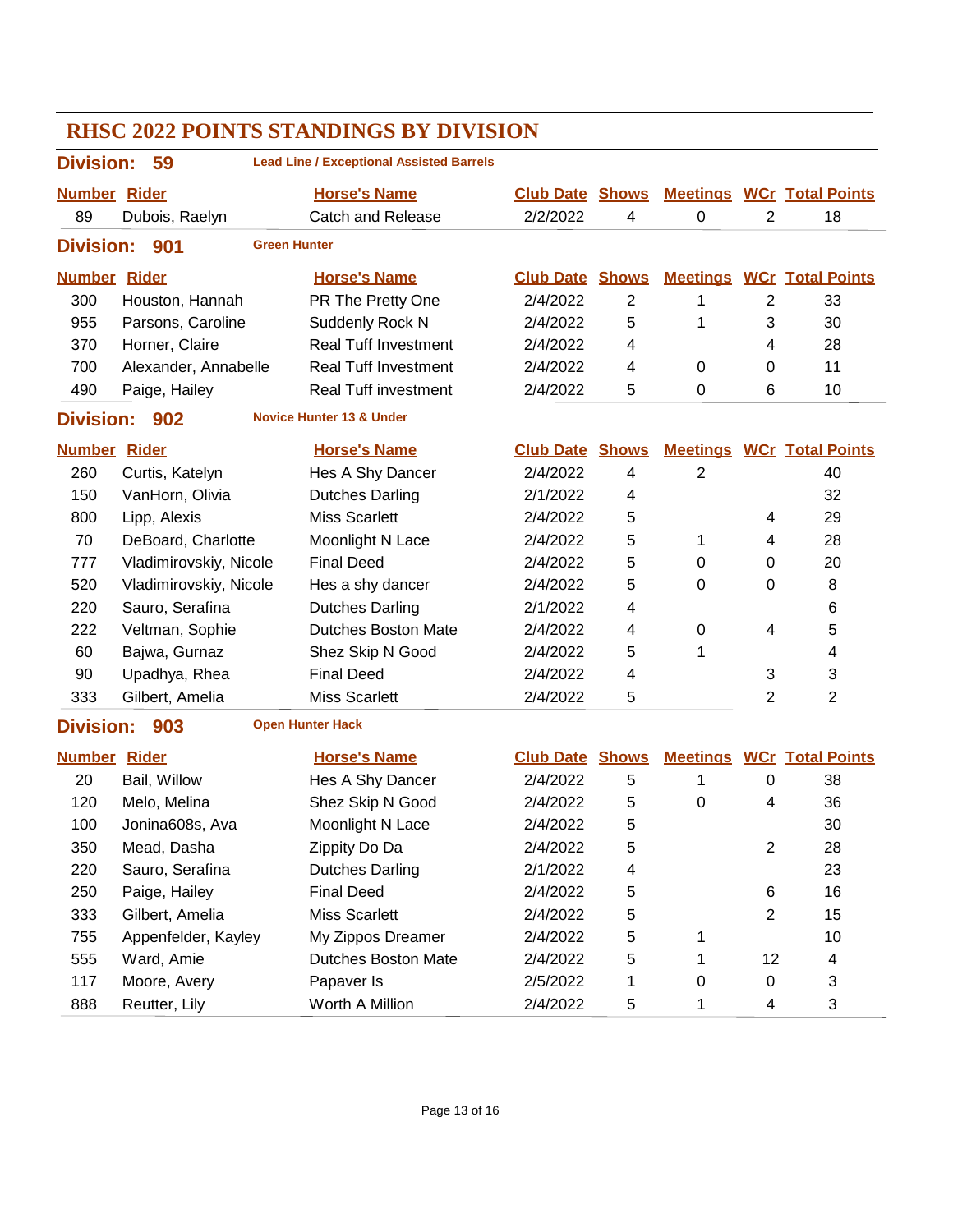# RHSC 2022 POINTS STANDINGS BY DIVISION

## Division: 59 — Lead Line / Exceptional Assisted Barrels

| Number | Rider | Horse's Name | Club Date | Shows | Meetings | WCr | Total Points |
|---|---|---|---|---|---|---|---|
| 89 | Dubois, Raelyn | Catch and Release | 2/2/2022 | 4 | 0 | 2 | 18 |

## Division: 901 — Green Hunter

| Number | Rider | Horse's Name | Club Date | Shows | Meetings | WCr | Total Points |
|---|---|---|---|---|---|---|---|
| 300 | Houston, Hannah | PR The Pretty One | 2/4/2022 | 2 | 1 | 2 | 33 |
| 955 | Parsons, Caroline | Suddenly Rock N | 2/4/2022 | 5 | 1 | 3 | 30 |
| 370 | Horner, Claire | Real Tuff Investment | 2/4/2022 | 4 | | 4 | 28 |
| 700 | Alexander, Annabelle | Real Tuff Investment | 2/4/2022 | 4 | 0 | 0 | 11 |
| 490 | Paige, Hailey | Real Tuff investment | 2/4/2022 | 5 | 0 | 6 | 10 |

## Division: 902 — Novice Hunter 13 & Under

| Number | Rider | Horse's Name | Club Date | Shows | Meetings | WCr | Total Points |
|---|---|---|---|---|---|---|---|
| 260 | Curtis, Katelyn | Hes A Shy Dancer | 2/4/2022 | 4 | 2 | | 40 |
| 150 | VanHorn, Olivia | Dutches Darling | 2/1/2022 | 4 | | | 32 |
| 800 | Lipp, Alexis | Miss Scarlett | 2/4/2022 | 5 | | 4 | 29 |
| 70 | DeBoard, Charlotte | Moonlight N Lace | 2/4/2022 | 5 | 1 | 4 | 28 |
| 777 | Vladimirovskiy, Nicole | Final Deed | 2/4/2022 | 5 | 0 | 0 | 20 |
| 520 | Vladimirovskiy, Nicole | Hes a shy dancer | 2/4/2022 | 5 | 0 | 0 | 8 |
| 220 | Sauro, Serafina | Dutches Darling | 2/1/2022 | 4 | | | 6 |
| 222 | Veltman, Sophie | Dutches Boston Mate | 2/4/2022 | 4 | 0 | 4 | 5 |
| 60 | Bajwa, Gurnaz | Shez Skip N Good | 2/4/2022 | 5 | 1 | | 4 |
| 90 | Upadhya, Rhea | Final Deed | 2/4/2022 | 4 | | 3 | 3 |
| 333 | Gilbert, Amelia | Miss Scarlett | 2/4/2022 | 5 | | 2 | 2 |

## Division: 903 — Open Hunter Hack

| Number | Rider | Horse's Name | Club Date | Shows | Meetings | WCr | Total Points |
|---|---|---|---|---|---|---|---|
| 20 | Bail, Willow | Hes A Shy Dancer | 2/4/2022 | 5 | 1 | 0 | 38 |
| 120 | Melo, Melina | Shez Skip N Good | 2/4/2022 | 5 | 0 | 4 | 36 |
| 100 | Jonina608s, Ava | Moonlight N Lace | 2/4/2022 | 5 | | | 30 |
| 350 | Mead, Dasha | Zippity Do Da | 2/4/2022 | 5 | | 2 | 28 |
| 220 | Sauro, Serafina | Dutches Darling | 2/1/2022 | 4 | | | 23 |
| 250 | Paige, Hailey | Final Deed | 2/4/2022 | 5 | | 6 | 16 |
| 333 | Gilbert, Amelia | Miss Scarlett | 2/4/2022 | 5 | | 2 | 15 |
| 755 | Appenfelder, Kayley | My Zippos Dreamer | 2/4/2022 | 5 | 1 | | 10 |
| 555 | Ward, Amie | Dutches Boston Mate | 2/4/2022 | 5 | 1 | 12 | 4 |
| 117 | Moore, Avery | Papaver Is | 2/5/2022 | 1 | 0 | 0 | 3 |
| 888 | Reutter, Lily | Worth A Million | 2/4/2022 | 5 | 1 | 4 | 3 |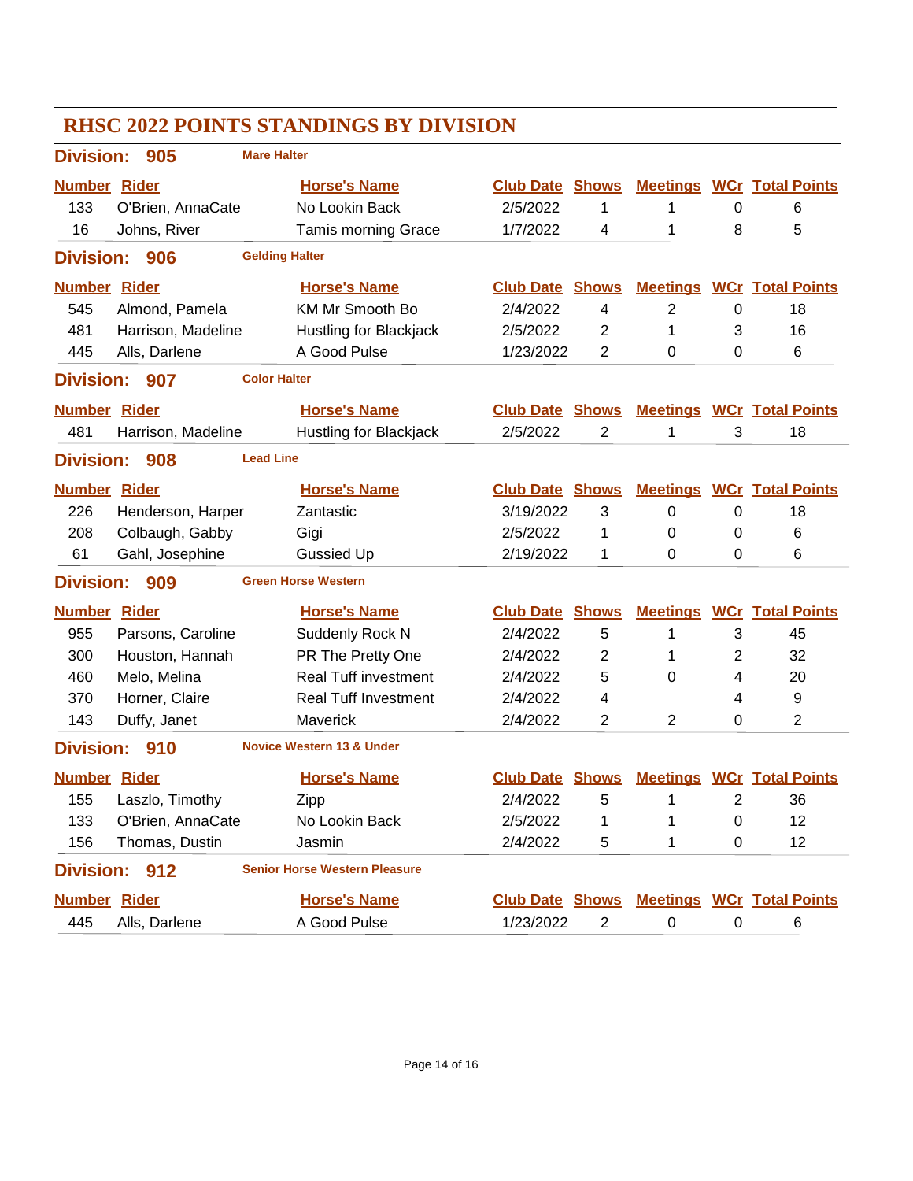# RHSC 2022 POINTS STANDINGS BY DIVISION

## Division: 905 — Mare Halter

| Number | Rider | Horse's Name | Club Date | Shows | Meetings | WCr | Total Points |
|---|---|---|---|---|---|---|---|
| 133 | O'Brien, AnnaCate | No Lookin Back | 2/5/2022 | 1 | 1 | 0 | 6 |
| 16 | Johns, River | Tamis morning Grace | 1/7/2022 | 4 | 1 | 8 | 5 |

## Division: 906 — Gelding Halter

| Number | Rider | Horse's Name | Club Date | Shows | Meetings | WCr | Total Points |
|---|---|---|---|---|---|---|---|
| 545 | Almond, Pamela | KM Mr Smooth Bo | 2/4/2022 | 4 | 2 | 0 | 18 |
| 481 | Harrison, Madeline | Hustling for Blackjack | 2/5/2022 | 2 | 1 | 3 | 16 |
| 445 | Alls, Darlene | A Good Pulse | 1/23/2022 | 2 | 0 | 0 | 6 |

## Division: 907 — Color Halter

| Number | Rider | Horse's Name | Club Date | Shows | Meetings | WCr | Total Points |
|---|---|---|---|---|---|---|---|
| 481 | Harrison, Madeline | Hustling for Blackjack | 2/5/2022 | 2 | 1 | 3 | 18 |

## Division: 908 — Lead Line

| Number | Rider | Horse's Name | Club Date | Shows | Meetings | WCr | Total Points |
|---|---|---|---|---|---|---|---|
| 226 | Henderson, Harper | Zantastic | 3/19/2022 | 3 | 0 | 0 | 18 |
| 208 | Colbaugh, Gabby | Gigi | 2/5/2022 | 1 | 0 | 0 | 6 |
| 61 | Gahl, Josephine | Gussied Up | 2/19/2022 | 1 | 0 | 0 | 6 |

## Division: 909 — Green Horse Western

| Number | Rider | Horse's Name | Club Date | Shows | Meetings | WCr | Total Points |
|---|---|---|---|---|---|---|---|
| 955 | Parsons, Caroline | Suddenly Rock N | 2/4/2022 | 5 | 1 | 3 | 45 |
| 300 | Houston, Hannah | PR The Pretty One | 2/4/2022 | 2 | 1 | 2 | 32 |
| 460 | Melo, Melina | Real Tuff investment | 2/4/2022 | 5 | 0 | 4 | 20 |
| 370 | Horner, Claire | Real Tuff Investment | 2/4/2022 | 4 | | 4 | 9 |
| 143 | Duffy, Janet | Maverick | 2/4/2022 | 2 | 2 | 0 | 2 |

## Division: 910 — Novice Western 13 & Under

| Number | Rider | Horse's Name | Club Date | Shows | Meetings | WCr | Total Points |
|---|---|---|---|---|---|---|---|
| 155 | Laszlo, Timothy | Zipp | 2/4/2022 | 5 | 1 | 2 | 36 |
| 133 | O'Brien, AnnaCate | No Lookin Back | 2/5/2022 | 1 | 1 | 0 | 12 |
| 156 | Thomas, Dustin | Jasmin | 2/4/2022 | 5 | 1 | 0 | 12 |

## Division: 912 — Senior Horse Western Pleasure

| Number | Rider | Horse's Name | Club Date | Shows | Meetings | WCr | Total Points |
|---|---|---|---|---|---|---|---|
| 445 | Alls, Darlene | A Good Pulse | 1/23/2022 | 2 | 0 | 0 | 6 |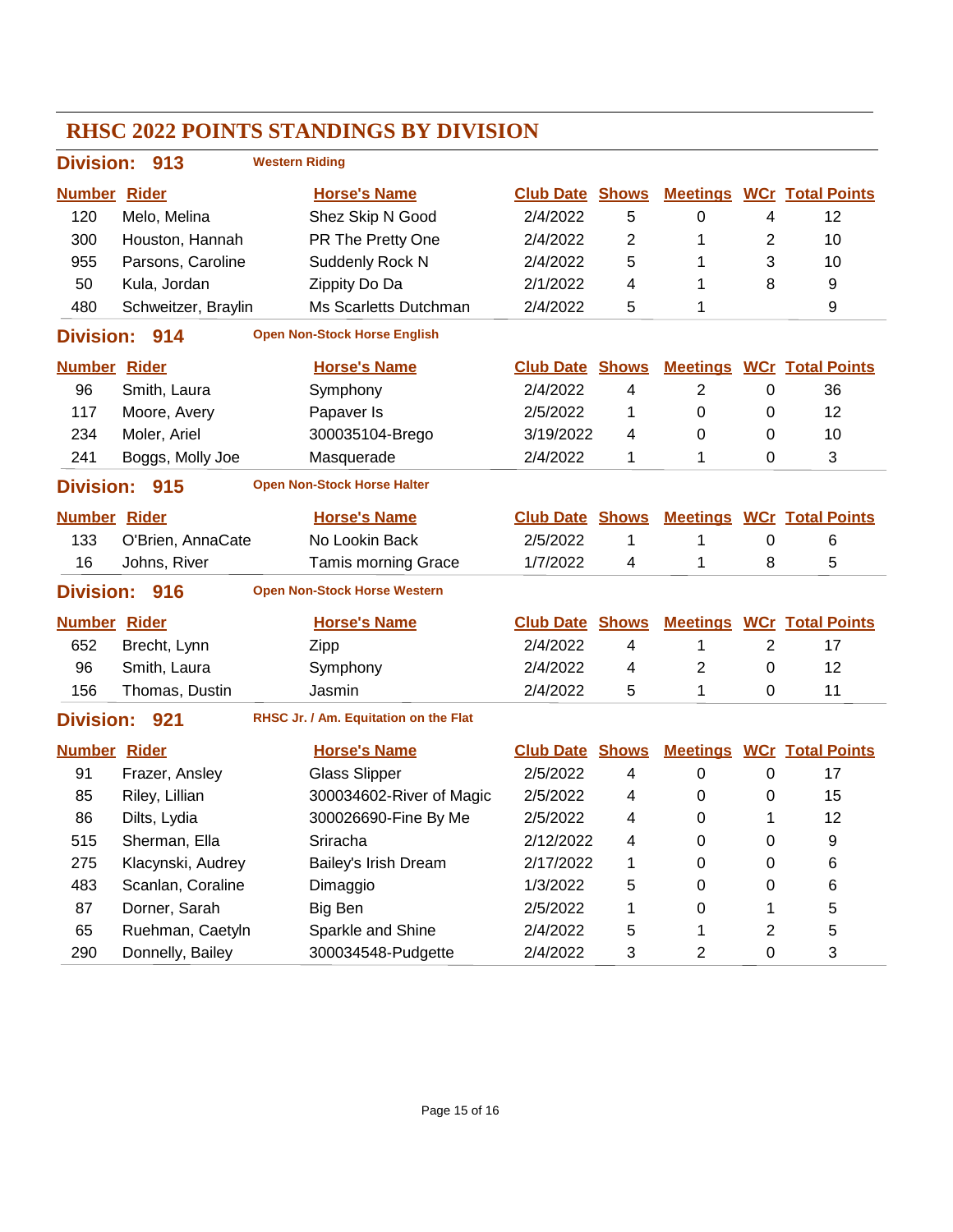# RHSC 2022 POINTS STANDINGS BY DIVISION

## Division: 913 — Western Riding

| Number | Rider | Horse's Name | Club Date | Shows | Meetings | WCr | Total Points |
|---|---|---|---|---|---|---|---|
| 120 | Melo, Melina | Shez Skip N Good | 2/4/2022 | 5 | 0 | 4 | 12 |
| 300 | Houston, Hannah | PR The Pretty One | 2/4/2022 | 2 | 1 | 2 | 10 |
| 955 | Parsons, Caroline | Suddenly Rock N | 2/4/2022 | 5 | 1 | 3 | 10 |
| 50 | Kula, Jordan | Zippity Do Da | 2/1/2022 | 4 | 1 | 8 | 9 |
| 480 | Schweitzer, Braylin | Ms Scarletts Dutchman | 2/4/2022 | 5 | 1 | | 9 |

## Division: 914 — Open Non-Stock Horse English

| Number | Rider | Horse's Name | Club Date | Shows | Meetings | WCr | Total Points |
|---|---|---|---|---|---|---|---|
| 96 | Smith, Laura | Symphony | 2/4/2022 | 4 | 2 | 0 | 36 |
| 117 | Moore, Avery | Papaver Is | 2/5/2022 | 1 | 0 | 0 | 12 |
| 234 | Moler, Ariel | 300035104-Brego | 3/19/2022 | 4 | 0 | 0 | 10 |
| 241 | Boggs, Molly Joe | Masquerade | 2/4/2022 | 1 | 1 | 0 | 3 |

## Division: 915 — Open Non-Stock Horse Halter

| Number | Rider | Horse's Name | Club Date | Shows | Meetings | WCr | Total Points |
|---|---|---|---|---|---|---|---|
| 133 | O'Brien, AnnaCate | No Lookin Back | 2/5/2022 | 1 | 1 | 0 | 6 |
| 16 | Johns, River | Tamis morning Grace | 1/7/2022 | 4 | 1 | 8 | 5 |

## Division: 916 — Open Non-Stock Horse Western

| Number | Rider | Horse's Name | Club Date | Shows | Meetings | WCr | Total Points |
|---|---|---|---|---|---|---|---|
| 652 | Brecht, Lynn | Zipp | 2/4/2022 | 4 | 1 | 2 | 17 |
| 96 | Smith, Laura | Symphony | 2/4/2022 | 4 | 2 | 0 | 12 |
| 156 | Thomas, Dustin | Jasmin | 2/4/2022 | 5 | 1 | 0 | 11 |

## Division: 921 — RHSC Jr. / Am. Equitation on the Flat

| Number | Rider | Horse's Name | Club Date | Shows | Meetings | WCr | Total Points |
|---|---|---|---|---|---|---|---|
| 91 | Frazer, Ansley | Glass Slipper | 2/5/2022 | 4 | 0 | 0 | 17 |
| 85 | Riley, Lillian | 300034602-River of Magic | 2/5/2022 | 4 | 0 | 0 | 15 |
| 86 | Dilts, Lydia | 300026690-Fine By Me | 2/5/2022 | 4 | 0 | 1 | 12 |
| 515 | Sherman, Ella | Sriracha | 2/12/2022 | 4 | 0 | 0 | 9 |
| 275 | Klacynski, Audrey | Bailey's Irish Dream | 2/17/2022 | 1 | 0 | 0 | 6 |
| 483 | Scanlan, Coraline | Dimaggio | 1/3/2022 | 5 | 0 | 0 | 6 |
| 87 | Dorner, Sarah | Big Ben | 2/5/2022 | 1 | 0 | 1 | 5 |
| 65 | Ruehman, Caetyln | Sparkle and Shine | 2/4/2022 | 5 | 1 | 2 | 5 |
| 290 | Donnelly, Bailey | 300034548-Pudgette | 2/4/2022 | 3 | 2 | 0 | 3 |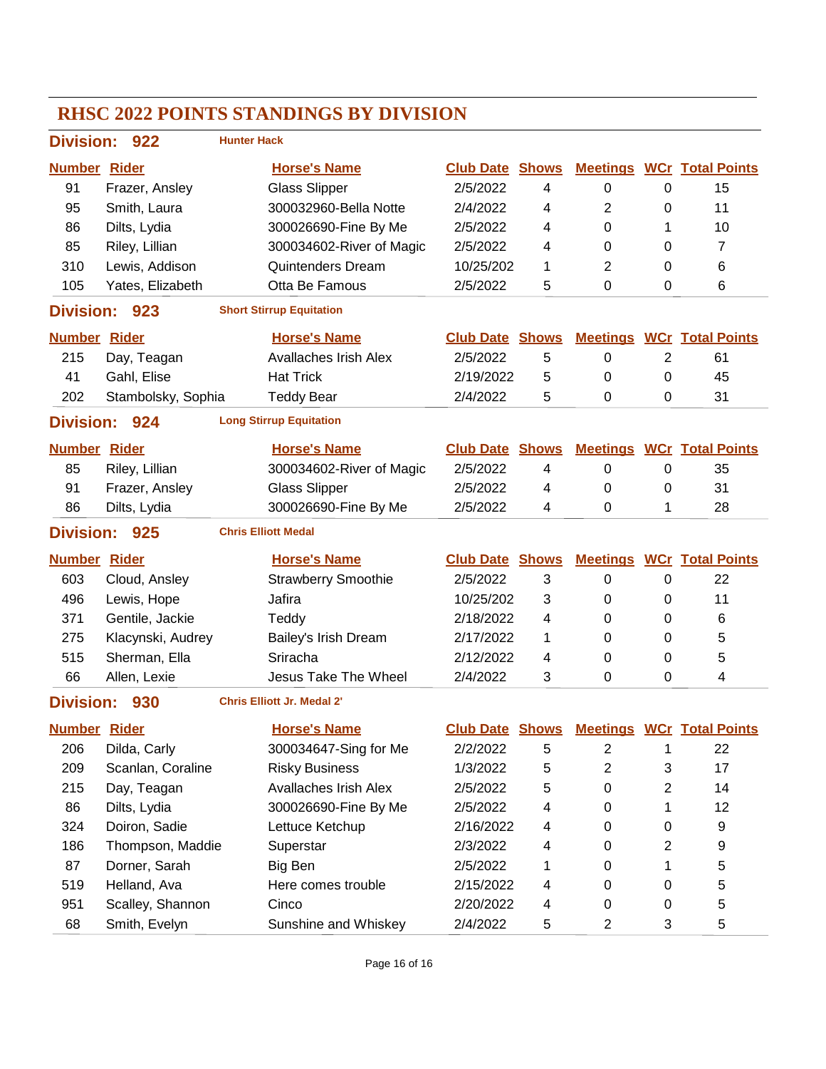# RHSC 2022 POINTS STANDINGS BY DIVISION

## Division: 922 — Hunter Hack

| Number | Rider | Horse's Name | Club Date | Shows | Meetings | WCr | Total Points |
|---|---|---|---|---|---|---|---|
| 91 | Frazer, Ansley | Glass Slipper | 2/5/2022 | 4 | 0 | 0 | 15 |
| 95 | Smith, Laura | 300032960-Bella Notte | 2/4/2022 | 4 | 2 | 0 | 11 |
| 86 | Dilts, Lydia | 300026690-Fine By Me | 2/5/2022 | 4 | 0 | 1 | 10 |
| 85 | Riley, Lillian | 300034602-River of Magic | 2/5/2022 | 4 | 0 | 0 | 7 |
| 310 | Lewis, Addison | Quintenders Dream | 10/25/202 | 1 | 2 | 0 | 6 |
| 105 | Yates, Elizabeth | Otta Be Famous | 2/5/2022 | 5 | 0 | 0 | 6 |

## Division: 923 — Short Stirrup Equitation

| Number | Rider | Horse's Name | Club Date | Shows | Meetings | WCr | Total Points |
|---|---|---|---|---|---|---|---|
| 215 | Day, Teagan | Avallaches Irish Alex | 2/5/2022 | 5 | 0 | 2 | 61 |
| 41 | Gahl, Elise | Hat Trick | 2/19/2022 | 5 | 0 | 0 | 45 |
| 202 | Stambolsky, Sophia | Teddy Bear | 2/4/2022 | 5 | 0 | 0 | 31 |

## Division: 924 — Long Stirrup Equitation

| Number | Rider | Horse's Name | Club Date | Shows | Meetings | WCr | Total Points |
|---|---|---|---|---|---|---|---|
| 85 | Riley, Lillian | 300034602-River of Magic | 2/5/2022 | 4 | 0 | 0 | 35 |
| 91 | Frazer, Ansley | Glass Slipper | 2/5/2022 | 4 | 0 | 0 | 31 |
| 86 | Dilts, Lydia | 300026690-Fine By Me | 2/5/2022 | 4 | 0 | 1 | 28 |

## Division: 925 — Chris Elliott Medal

| Number | Rider | Horse's Name | Club Date | Shows | Meetings | WCr | Total Points |
|---|---|---|---|---|---|---|---|
| 603 | Cloud, Ansley | Strawberry Smoothie | 2/5/2022 | 3 | 0 | 0 | 22 |
| 496 | Lewis, Hope | Jafira | 10/25/202 | 3 | 0 | 0 | 11 |
| 371 | Gentile, Jackie | Teddy | 2/18/2022 | 4 | 0 | 0 | 6 |
| 275 | Klacynski, Audrey | Bailey's Irish Dream | 2/17/2022 | 1 | 0 | 0 | 5 |
| 515 | Sherman, Ella | Sriracha | 2/12/2022 | 4 | 0 | 0 | 5 |
| 66 | Allen, Lexie | Jesus Take The Wheel | 2/4/2022 | 3 | 0 | 0 | 4 |

## Division: 930 — Chris Elliott Jr. Medal 2'

| Number | Rider | Horse's Name | Club Date | Shows | Meetings | WCr | Total Points |
|---|---|---|---|---|---|---|---|
| 206 | Dilda, Carly | 300034647-Sing for Me | 2/2/2022 | 5 | 2 | 1 | 22 |
| 209 | Scanlan, Coraline | Risky Business | 1/3/2022 | 5 | 2 | 3 | 17 |
| 215 | Day, Teagan | Avallaches Irish Alex | 2/5/2022 | 5 | 0 | 2 | 14 |
| 86 | Dilts, Lydia | 300026690-Fine By Me | 2/5/2022 | 4 | 0 | 1 | 12 |
| 324 | Doiron, Sadie | Lettuce Ketchup | 2/16/2022 | 4 | 0 | 0 | 9 |
| 186 | Thompson, Maddie | Superstar | 2/3/2022 | 4 | 0 | 2 | 9 |
| 87 | Dorner, Sarah | Big Ben | 2/5/2022 | 1 | 0 | 1 | 5 |
| 519 | Helland, Ava | Here comes trouble | 2/15/2022 | 4 | 0 | 0 | 5 |
| 951 | Scalley, Shannon | Cinco | 2/20/2022 | 4 | 0 | 0 | 5 |
| 68 | Smith, Evelyn | Sunshine and Whiskey | 2/4/2022 | 5 | 2 | 3 | 5 |